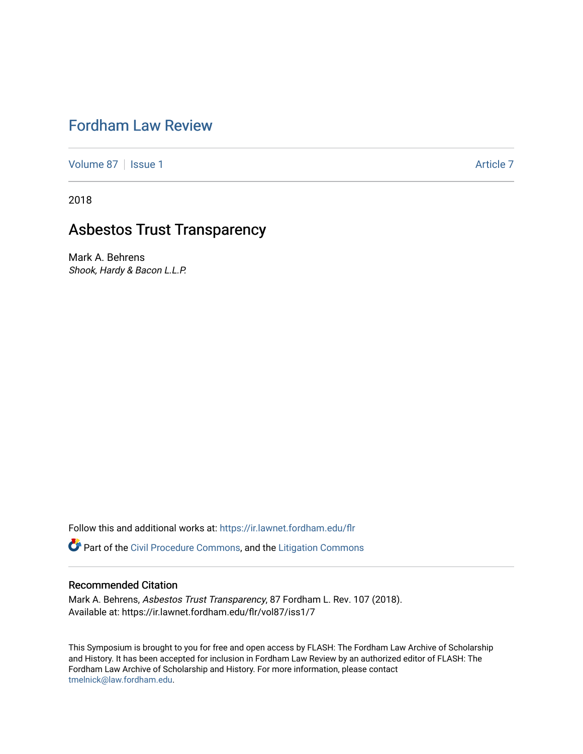# Fordham Law Review

Volume 87 | Issue 1 Article 7

2018

## Asbestos Trust Transparency

Mark A. Behrens
*Shook, Hardy & Bacon L.L.P.*

Follow this and additional works at: https://ir.lawnet.fordham.edu/flr

Part of the Civil Procedure Commons, and the Litigation Commons

### Recommended Citation

Mark A. Behrens, *Asbestos Trust Transparency*, 87 Fordham L. Rev. 107 (2018).
Available at: https://ir.lawnet.fordham.edu/flr/vol87/iss1/7

This Symposium is brought to you for free and open access by FLASH: The Fordham Law Archive of Scholarship and History. It has been accepted for inclusion in Fordham Law Review by an authorized editor of FLASH: The Fordham Law Archive of Scholarship and History. For more information, please contact tmelnick@law.fordham.edu.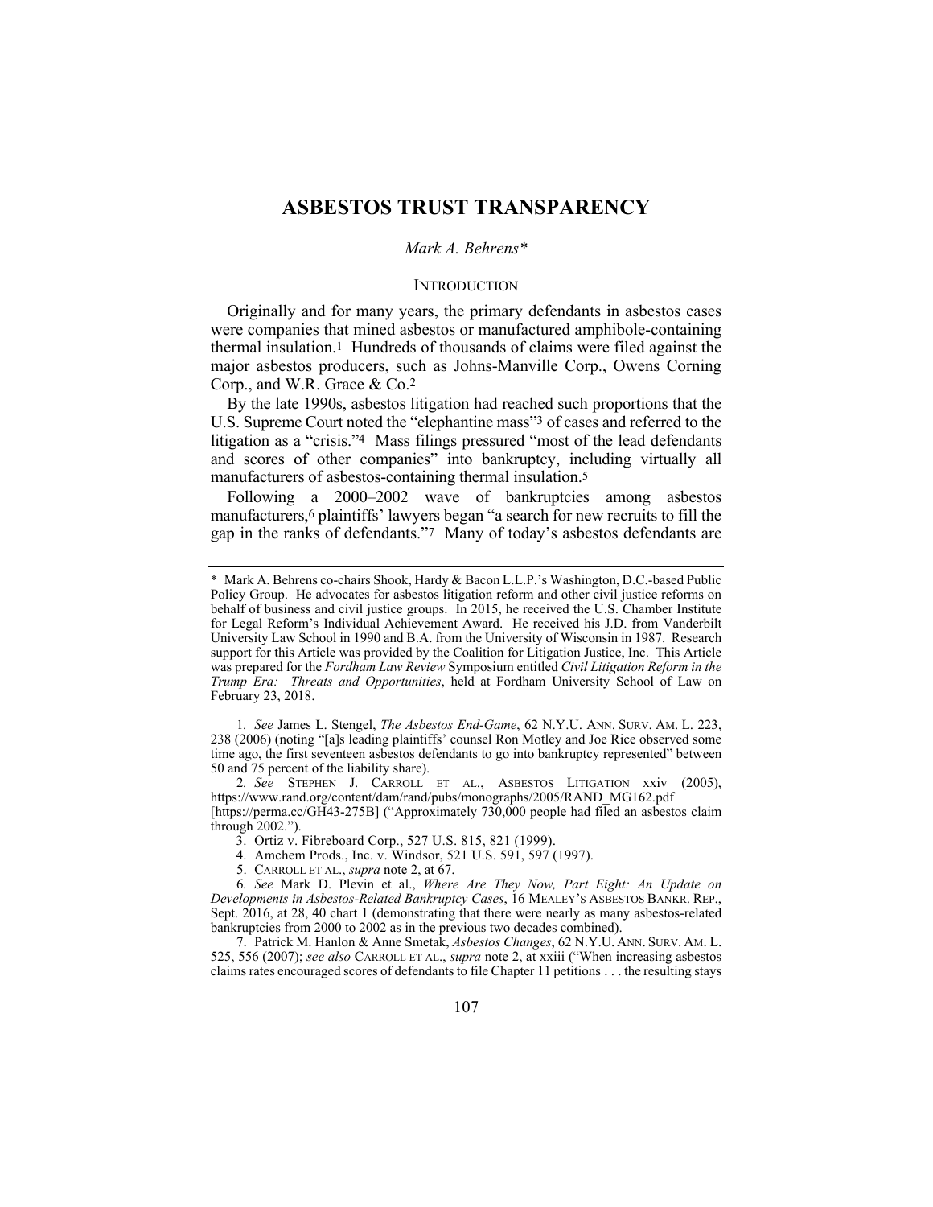# ASBESTOS TRUST TRANSPARENCY

*Mark A. Behrens\**

## INTRODUCTION

Originally and for many years, the primary defendants in asbestos cases were companies that mined asbestos or manufactured amphibole-containing thermal insulation.[1] Hundreds of thousands of claims were filed against the major asbestos producers, such as Johns-Manville Corp., Owens Corning Corp., and W.R. Grace & Co.[2]

By the late 1990s, asbestos litigation had reached such proportions that the U.S. Supreme Court noted the "elephantine mass"[3] of cases and referred to the litigation as a "crisis."[4] Mass filings pressured "most of the lead defendants and scores of other companies" into bankruptcy, including virtually all manufacturers of asbestos-containing thermal insulation.[5]

Following a 2000–2002 wave of bankruptcies among asbestos manufacturers,[6] plaintiffs' lawyers began "a search for new recruits to fill the gap in the ranks of defendants."[7] Many of today's asbestos defendants are

---

\* Mark A. Behrens co-chairs Shook, Hardy & Bacon L.L.P.'s Washington, D.C.-based Public Policy Group. He advocates for asbestos litigation reform and other civil justice reforms on behalf of business and civil justice groups. In 2015, he received the U.S. Chamber Institute for Legal Reform's Individual Achievement Award. He received his J.D. from Vanderbilt University Law School in 1990 and B.A. from the University of Wisconsin in 1987. Research support for this Article was provided by the Coalition for Litigation Justice, Inc. This Article was prepared for the *Fordham Law Review* Symposium entitled *Civil Litigation Reform in the Trump Era: Threats and Opportunities*, held at Fordham University School of Law on February 23, 2018.

1. *See* James L. Stengel, *The Asbestos End-Game*, 62 N.Y.U. ANN. SURV. AM. L. 223, 238 (2006) (noting "[a]s leading plaintiffs' counsel Ron Motley and Joe Rice observed some time ago, the first seventeen asbestos defendants to go into bankruptcy represented" between 50 and 75 percent of the liability share).

2. *See* STEPHEN J. CARROLL ET AL., ASBESTOS LITIGATION xxiv (2005), https://www.rand.org/content/dam/rand/pubs/monographs/2005/RAND_MG162.pdf [https://perma.cc/GH43-275B] ("Approximately 730,000 people had filed an asbestos claim through 2002.").

3. Ortiz v. Fibreboard Corp., 527 U.S. 815, 821 (1999).

4. Amchem Prods., Inc. v. Windsor, 521 U.S. 591, 597 (1997).

5. CARROLL ET AL., *supra* note 2, at 67.

6. *See* Mark D. Plevin et al., *Where Are They Now, Part Eight: An Update on Developments in Asbestos-Related Bankruptcy Cases*, 16 MEALEY'S ASBESTOS BANKR. REP., Sept. 2016, at 28, 40 chart 1 (demonstrating that there were nearly as many asbestos-related bankruptcies from 2000 to 2002 as in the previous two decades combined).

7. Patrick M. Hanlon & Anne Smetak, *Asbestos Changes*, 62 N.Y.U. ANN. SURV. AM. L. 525, 556 (2007); *see also* CARROLL ET AL., *supra* note 2, at xxiii ("When increasing asbestos claims rates encouraged scores of defendants to file Chapter 11 petitions . . . the resulting stays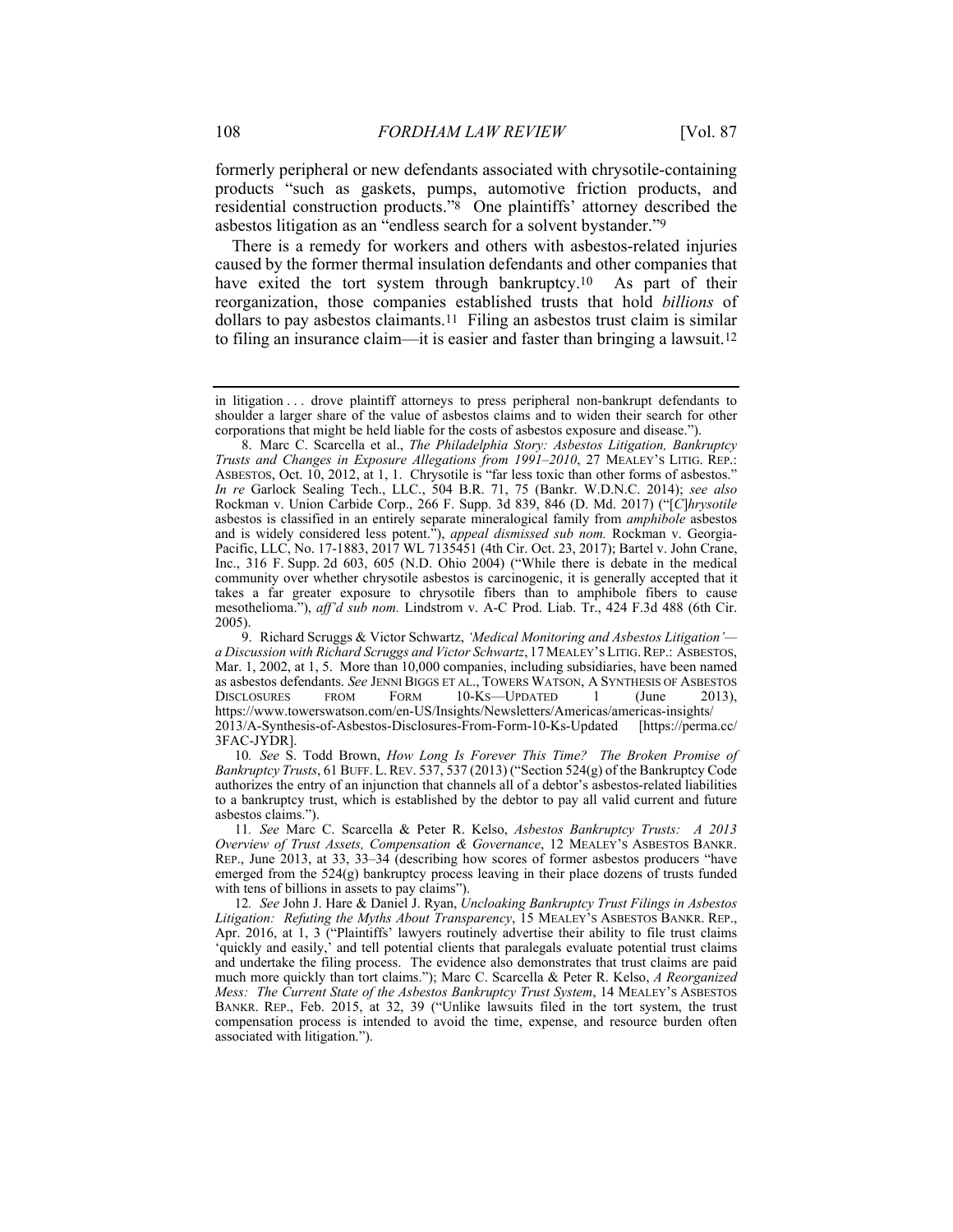formerly peripheral or new defendants associated with chrysotile-containing products "such as gaskets, pumps, automotive friction products, and residential construction products."[8] One plaintiffs' attorney described the asbestos litigation as an "endless search for a solvent bystander."[9]

There is a remedy for workers and others with asbestos-related injuries caused by the former thermal insulation defendants and other companies that have exited the tort system through bankruptcy.[10] As part of their reorganization, those companies established trusts that hold *billions* of dollars to pay asbestos claimants.[11] Filing an asbestos trust claim is similar to filing an insurance claim—it is easier and faster than bringing a lawsuit.[12]

---

in litigation . . . drove plaintiff attorneys to press peripheral non-bankrupt defendants to shoulder a larger share of the value of asbestos claims and to widen their search for other corporations that might be held liable for the costs of asbestos exposure and disease.").

8. Marc C. Scarcella et al., *The Philadelphia Story: Asbestos Litigation, Bankruptcy Trusts and Changes in Exposure Allegations from 1991–2010*, 27 MEALEY'S LITIG. REP.: ASBESTOS, Oct. 10, 2012, at 1, 1. Chrysotile is "far less toxic than other forms of asbestos." *In re* Garlock Sealing Tech., LLC., 504 B.R. 71, 75 (Bankr. W.D.N.C. 2014); *see also* Rockman v. Union Carbide Corp., 266 F. Supp. 3d 839, 846 (D. Md. 2017) ("[*C*]*hrysotile* asbestos is classified in an entirely separate mineralogical family from *amphibole* asbestos and is widely considered less potent."), *appeal dismissed sub nom.* Rockman v. Georgia-Pacific, LLC, No. 17-1883, 2017 WL 7135451 (4th Cir. Oct. 23, 2017); Bartel v. John Crane, Inc., 316 F. Supp. 2d 603, 605 (N.D. Ohio 2004) ("While there is debate in the medical community over whether chrysotile asbestos is carcinogenic, it is generally accepted that it takes a far greater exposure to chrysotile fibers than to amphibole fibers to cause mesothelioma."), *aff'd sub nom.* Lindstrom v. A-C Prod. Liab. Tr., 424 F.3d 488 (6th Cir. 2005).

9. Richard Scruggs & Victor Schwartz, *'Medical Monitoring and Asbestos Litigation'—a Discussion with Richard Scruggs and Victor Schwartz*, 17 MEALEY'S LITIG. REP.: ASBESTOS, Mar. 1, 2002, at 1, 5. More than 10,000 companies, including subsidiaries, have been named as asbestos defendants. *See* JENNI BIGGS ET AL., TOWERS WATSON, A SYNTHESIS OF ASBESTOS DISCLOSURES FROM FORM 10-KS—UPDATED 1 (June 2013), https://www.towerswatson.com/en-US/Insights/Newsletters/Americas/americas-insights/2013/A-Synthesis-of-Asbestos-Disclosures-From-Form-10-Ks-Updated [https://perma.cc/3FAC-JYDR].

10. *See* S. Todd Brown, *How Long Is Forever This Time? The Broken Promise of Bankruptcy Trusts*, 61 BUFF. L. REV. 537, 537 (2013) ("Section 524(g) of the Bankruptcy Code authorizes the entry of an injunction that channels all of a debtor's asbestos-related liabilities to a bankruptcy trust, which is established by the debtor to pay all valid current and future asbestos claims.").

11. *See* Marc C. Scarcella & Peter R. Kelso, *Asbestos Bankruptcy Trusts: A 2013 Overview of Trust Assets, Compensation & Governance*, 12 MEALEY'S ASBESTOS BANKR. REP., June 2013, at 33, 33–34 (describing how scores of former asbestos producers "have emerged from the 524(g) bankruptcy process leaving in their place dozens of trusts funded with tens of billions in assets to pay claims").

12. *See* John J. Hare & Daniel J. Ryan, *Uncloaking Bankruptcy Trust Filings in Asbestos Litigation: Refuting the Myths About Transparency*, 15 MEALEY'S ASBESTOS BANKR. REP., Apr. 2016, at 1, 3 ("Plaintiffs' lawyers routinely advertise their ability to file trust claims 'quickly and easily,' and tell potential clients that paralegals evaluate potential trust claims and undertake the filing process. The evidence also demonstrates that trust claims are paid much more quickly than tort claims."); Marc C. Scarcella & Peter R. Kelso, *A Reorganized Mess: The Current State of the Asbestos Bankruptcy Trust System*, 14 MEALEY'S ASBESTOS BANKR. REP., Feb. 2015, at 32, 39 ("Unlike lawsuits filed in the tort system, the trust compensation process is intended to avoid the time, expense, and resource burden often associated with litigation.").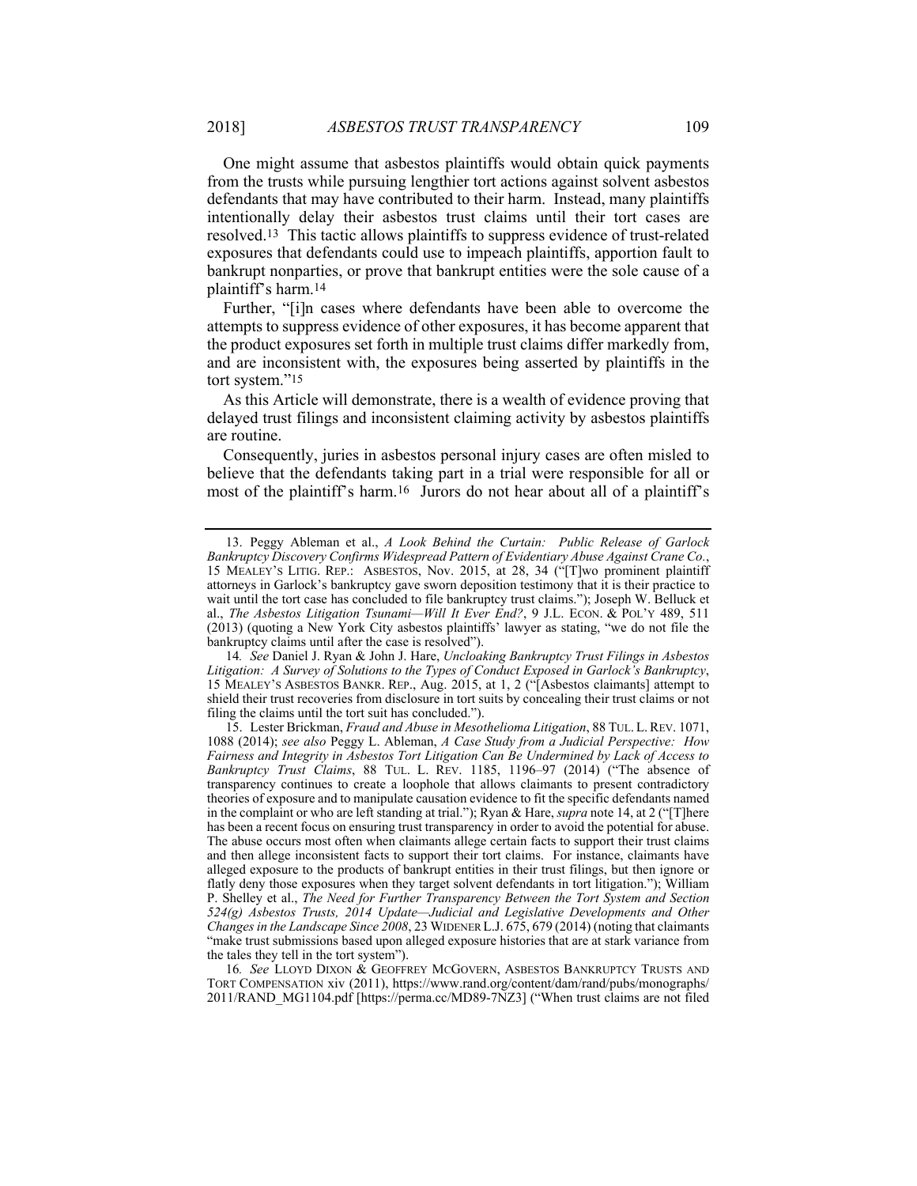One might assume that asbestos plaintiffs would obtain quick payments from the trusts while pursuing lengthier tort actions against solvent asbestos defendants that may have contributed to their harm. Instead, many plaintiffs intentionally delay their asbestos trust claims until their tort cases are resolved.[13] This tactic allows plaintiffs to suppress evidence of trust-related exposures that defendants could use to impeach plaintiffs, apportion fault to bankrupt nonparties, or prove that bankrupt entities were the sole cause of a plaintiff's harm.[14]

Further, "[i]n cases where defendants have been able to overcome the attempts to suppress evidence of other exposures, it has become apparent that the product exposures set forth in multiple trust claims differ markedly from, and are inconsistent with, the exposures being asserted by plaintiffs in the tort system."[15]

As this Article will demonstrate, there is a wealth of evidence proving that delayed trust filings and inconsistent claiming activity by asbestos plaintiffs are routine.

Consequently, juries in asbestos personal injury cases are often misled to believe that the defendants taking part in a trial were responsible for all or most of the plaintiff's harm.[16] Jurors do not hear about all of a plaintiff's

---

13. Peggy Ableman et al., *A Look Behind the Curtain: Public Release of Garlock Bankruptcy Discovery Confirms Widespread Pattern of Evidentiary Abuse Against Crane Co.*, 15 MEALEY'S LITIG. REP.: ASBESTOS, Nov. 2015, at 28, 34 ("[T]wo prominent plaintiff attorneys in Garlock's bankruptcy gave sworn deposition testimony that it is their practice to wait until the tort case has concluded to file bankruptcy trust claims."); Joseph W. Belluck et al., *The Asbestos Litigation Tsunami—Will It Ever End?*, 9 J.L. ECON. & POL'Y 489, 511 (2013) (quoting a New York City asbestos plaintiffs' lawyer as stating, "we do not file the bankruptcy claims until after the case is resolved").

14. *See* Daniel J. Ryan & John J. Hare, *Uncloaking Bankruptcy Trust Filings in Asbestos Litigation: A Survey of Solutions to the Types of Conduct Exposed in Garlock's Bankruptcy*, 15 MEALEY'S ASBESTOS BANKR. REP., Aug. 2015, at 1, 2 ("[Asbestos claimants] attempt to shield their trust recoveries from disclosure in tort suits by concealing their trust claims or not filing the claims until the tort suit has concluded.").

15. Lester Brickman, *Fraud and Abuse in Mesothelioma Litigation*, 88 TUL. L. REV. 1071, 1088 (2014); *see also* Peggy L. Ableman, *A Case Study from a Judicial Perspective: How Fairness and Integrity in Asbestos Tort Litigation Can Be Undermined by Lack of Access to Bankruptcy Trust Claims*, 88 TUL. L. REV. 1185, 1196–97 (2014) ("The absence of transparency continues to create a loophole that allows claimants to present contradictory theories of exposure and to manipulate causation evidence to fit the specific defendants named in the complaint or who are left standing at trial."); Ryan & Hare, *supra* note 14, at 2 ("[T]here has been a recent focus on ensuring trust transparency in order to avoid the potential for abuse. The abuse occurs most often when claimants allege certain facts to support their trust claims and then allege inconsistent facts to support their tort claims. For instance, claimants have alleged exposure to the products of bankrupt entities in their trust filings, but then ignore or flatly deny those exposures when they target solvent defendants in tort litigation."); William P. Shelley et al., *The Need for Further Transparency Between the Tort System and Section 524(g) Asbestos Trusts, 2014 Update—Judicial and Legislative Developments and Other Changes in the Landscape Since 2008*, 23 WIDENER L.J. 675, 679 (2014) (noting that claimants "make trust submissions based upon alleged exposure histories that are at stark variance from the tales they tell in the tort system").

16. *See* LLOYD DIXON & GEOFFREY MCGOVERN, ASBESTOS BANKRUPTCY TRUSTS AND TORT COMPENSATION xiv (2011), https://www.rand.org/content/dam/rand/pubs/monographs/2011/RAND_MG1104.pdf [https://perma.cc/MD89-7NZ3] ("When trust claims are not filed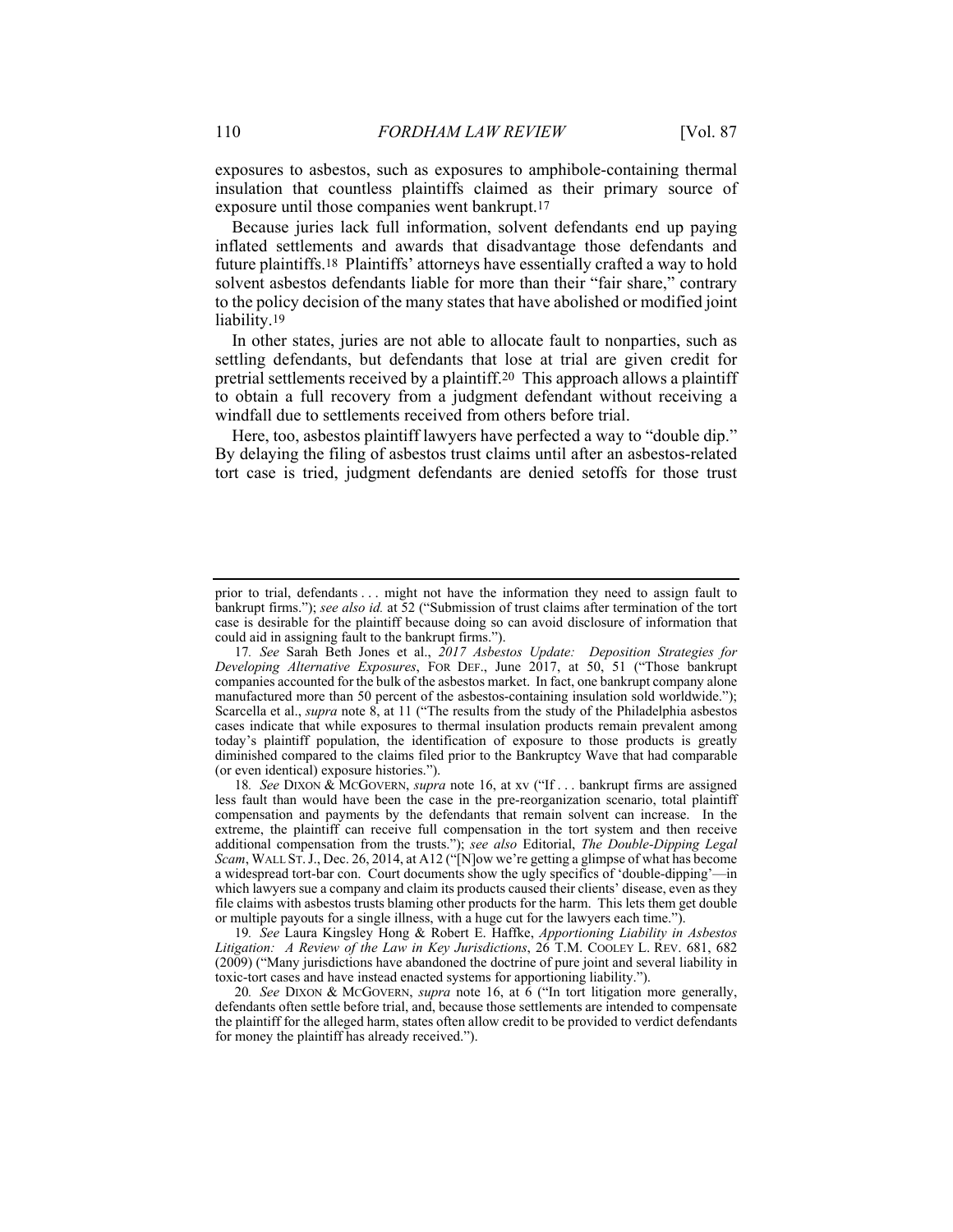exposures to asbestos, such as exposures to amphibole-containing thermal insulation that countless plaintiffs claimed as their primary source of exposure until those companies went bankrupt.[17]

Because juries lack full information, solvent defendants end up paying inflated settlements and awards that disadvantage those defendants and future plaintiffs.[18] Plaintiffs' attorneys have essentially crafted a way to hold solvent asbestos defendants liable for more than their "fair share," contrary to the policy decision of the many states that have abolished or modified joint liability.[19]

In other states, juries are not able to allocate fault to nonparties, such as settling defendants, but defendants that lose at trial are given credit for pretrial settlements received by a plaintiff.[20] This approach allows a plaintiff to obtain a full recovery from a judgment defendant without receiving a windfall due to settlements received from others before trial.

Here, too, asbestos plaintiff lawyers have perfected a way to "double dip." By delaying the filing of asbestos trust claims until after an asbestos-related tort case is tried, judgment defendants are denied setoffs for those trust

---

prior to trial, defendants . . . might not have the information they need to assign fault to bankrupt firms."); *see also id.* at 52 ("Submission of trust claims after termination of the tort case is desirable for the plaintiff because doing so can avoid disclosure of information that could aid in assigning fault to the bankrupt firms.").

17. *See* Sarah Beth Jones et al., *2017 Asbestos Update: Deposition Strategies for Developing Alternative Exposures*, FOR DEF., June 2017, at 50, 51 ("Those bankrupt companies accounted for the bulk of the asbestos market. In fact, one bankrupt company alone manufactured more than 50 percent of the asbestos-containing insulation sold worldwide."); Scarcella et al., *supra* note 8, at 11 ("The results from the study of the Philadelphia asbestos cases indicate that while exposures to thermal insulation products remain prevalent among today's plaintiff population, the identification of exposure to those products is greatly diminished compared to the claims filed prior to the Bankruptcy Wave that had comparable (or even identical) exposure histories.").

18. *See* DIXON & MCGOVERN, *supra* note 16, at xv ("If . . . bankrupt firms are assigned less fault than would have been the case in the pre-reorganization scenario, total plaintiff compensation and payments by the defendants that remain solvent can increase. In the extreme, the plaintiff can receive full compensation in the tort system and then receive additional compensation from the trusts."); *see also* Editorial, *The Double-Dipping Legal Scam*, WALL ST. J., Dec. 26, 2014, at A12 ("[N]ow we're getting a glimpse of what has become a widespread tort-bar con. Court documents show the ugly specifics of 'double-dipping'—in which lawyers sue a company and claim its products caused their clients' disease, even as they file claims with asbestos trusts blaming other products for the harm. This lets them get double or multiple payouts for a single illness, with a huge cut for the lawyers each time.").

19. *See* Laura Kingsley Hong & Robert E. Haffke, *Apportioning Liability in Asbestos Litigation: A Review of the Law in Key Jurisdictions*, 26 T.M. COOLEY L. REV. 681, 682 (2009) ("Many jurisdictions have abandoned the doctrine of pure joint and several liability in toxic-tort cases and have instead enacted systems for apportioning liability.").

20. *See* DIXON & MCGOVERN, *supra* note 16, at 6 ("In tort litigation more generally, defendants often settle before trial, and, because those settlements are intended to compensate the plaintiff for the alleged harm, states often allow credit to be provided to verdict defendants for money the plaintiff has already received.").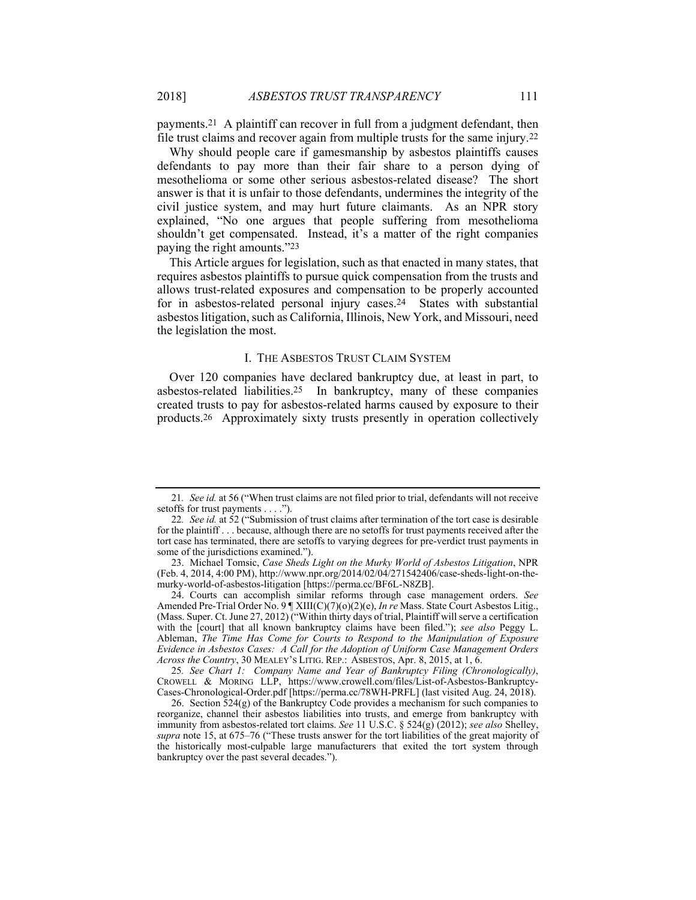payments.[21] A plaintiff can recover in full from a judgment defendant, then file trust claims and recover again from multiple trusts for the same injury.[22]

Why should people care if gamesmanship by asbestos plaintiffs causes defendants to pay more than their fair share to a person dying of mesothelioma or some other serious asbestos-related disease? The short answer is that it is unfair to those defendants, undermines the integrity of the civil justice system, and may hurt future claimants. As an NPR story explained, "No one argues that people suffering from mesothelioma shouldn't get compensated. Instead, it's a matter of the right companies paying the right amounts."[23]

This Article argues for legislation, such as that enacted in many states, that requires asbestos plaintiffs to pursue quick compensation from the trusts and allows trust-related exposures and compensation to be properly accounted for in asbestos-related personal injury cases.[24] States with substantial asbestos litigation, such as California, Illinois, New York, and Missouri, need the legislation the most.

## I. THE ASBESTOS TRUST CLAIM SYSTEM

Over 120 companies have declared bankruptcy due, at least in part, to asbestos-related liabilities.[25] In bankruptcy, many of these companies created trusts to pay for asbestos-related harms caused by exposure to their products.[26] Approximately sixty trusts presently in operation collectively

---

21. *See id.* at 56 ("When trust claims are not filed prior to trial, defendants will not receive setoffs for trust payments . . . .").

22. *See id.* at 52 ("Submission of trust claims after termination of the tort case is desirable for the plaintiff . . . because, although there are no setoffs for trust payments received after the tort case has terminated, there are setoffs to varying degrees for pre-verdict trust payments in some of the jurisdictions examined.").

23. Michael Tomsic, *Case Sheds Light on the Murky World of Asbestos Litigation*, NPR (Feb. 4, 2014, 4:00 PM), http://www.npr.org/2014/02/04/271542406/case-sheds-light-on-the-murky-world-of-asbestos-litigation [https://perma.cc/BF6L-N8ZB].

24. Courts can accomplish similar reforms through case management orders. *See* Amended Pre-Trial Order No. 9 ¶ XIII(C)(7)(o)(2)(e), *In re* Mass. State Court Asbestos Litig., (Mass. Super. Ct. June 27, 2012) ("Within thirty days of trial, Plaintiff will serve a certification with the [court] that all known bankruptcy claims have been filed."); *see also* Peggy L. Ableman, *The Time Has Come for Courts to Respond to the Manipulation of Exposure Evidence in Asbestos Cases: A Call for the Adoption of Uniform Case Management Orders Across the Country*, 30 MEALEY'S LITIG. REP.: ASBESTOS, Apr. 8, 2015, at 1, 6.

25. *See Chart 1: Company Name and Year of Bankruptcy Filing (Chronologically)*, CROWELL & MORING LLP, https://www.crowell.com/files/List-of-Asbestos-Bankruptcy-Cases-Chronological-Order.pdf [https://perma.cc/78WH-PRFL] (last visited Aug. 24, 2018).

26. Section 524(g) of the Bankruptcy Code provides a mechanism for such companies to reorganize, channel their asbestos liabilities into trusts, and emerge from bankruptcy with immunity from asbestos-related tort claims. *See* 11 U.S.C. § 524(g) (2012); *see also* Shelley, *supra* note 15, at 675–76 ("These trusts answer for the tort liabilities of the great majority of the historically most-culpable large manufacturers that exited the tort system through bankruptcy over the past several decades.").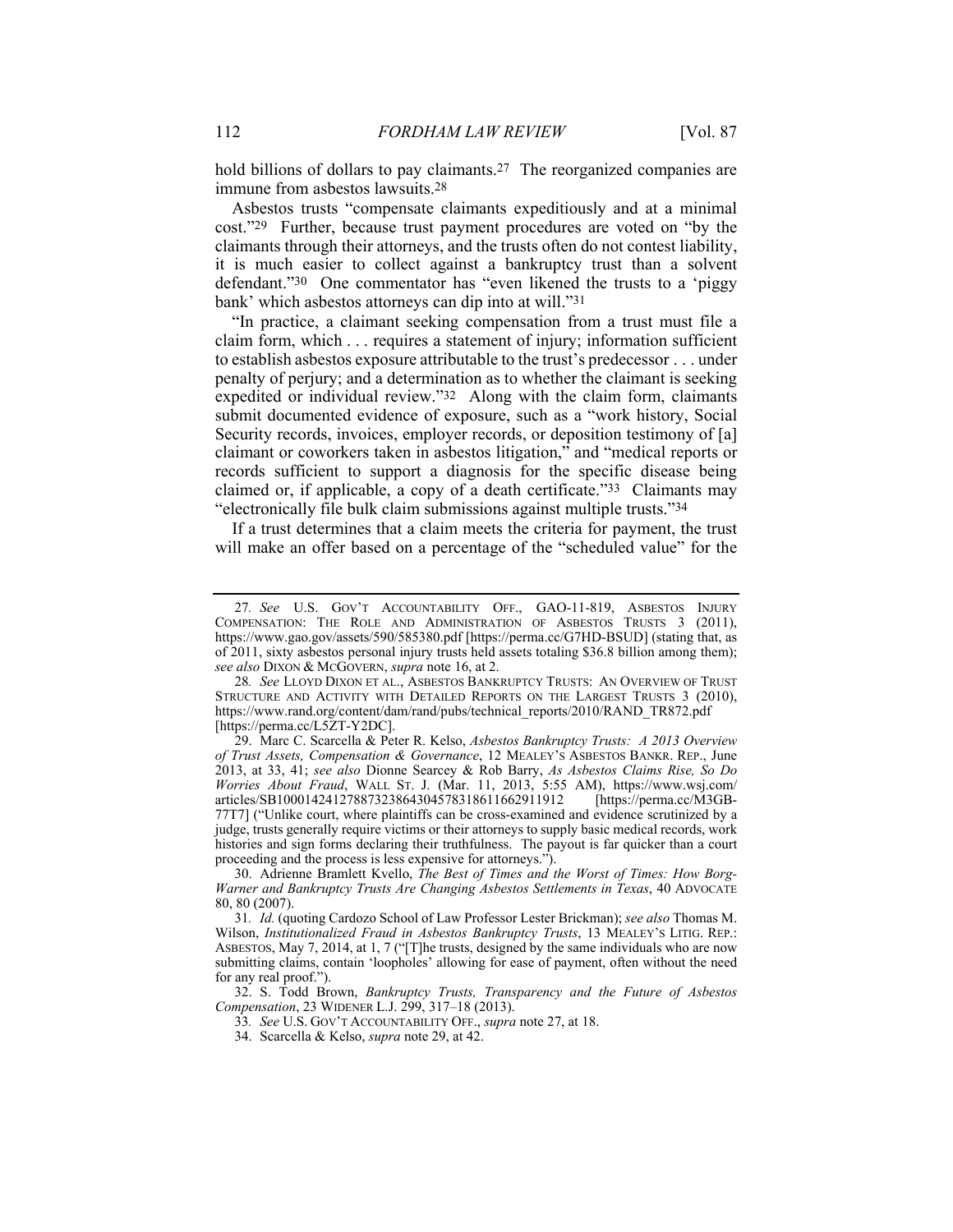hold billions of dollars to pay claimants.[27] The reorganized companies are immune from asbestos lawsuits.[28]

Asbestos trusts "compensate claimants expeditiously and at a minimal cost."[29] Further, because trust payment procedures are voted on "by the claimants through their attorneys, and the trusts often do not contest liability, it is much easier to collect against a bankruptcy trust than a solvent defendant."[30] One commentator has "even likened the trusts to a 'piggy bank' which asbestos attorneys can dip into at will."[31]

"In practice, a claimant seeking compensation from a trust must file a claim form, which . . . requires a statement of injury; information sufficient to establish asbestos exposure attributable to the trust's predecessor . . . under penalty of perjury; and a determination as to whether the claimant is seeking expedited or individual review."[32] Along with the claim form, claimants submit documented evidence of exposure, such as a "work history, Social Security records, invoices, employer records, or deposition testimony of [a] claimant or coworkers taken in asbestos litigation," and "medical reports or records sufficient to support a diagnosis for the specific disease being claimed or, if applicable, a copy of a death certificate."[33] Claimants may "electronically file bulk claim submissions against multiple trusts."[34]

If a trust determines that a claim meets the criteria for payment, the trust will make an offer based on a percentage of the "scheduled value" for the

---

27. *See* U.S. GOV'T ACCOUNTABILITY OFF., GAO-11-819, ASBESTOS INJURY COMPENSATION: THE ROLE AND ADMINISTRATION OF ASBESTOS TRUSTS 3 (2011), https://www.gao.gov/assets/590/585380.pdf [https://perma.cc/G7HD-BSUD] (stating that, as of 2011, sixty asbestos personal injury trusts held assets totaling $36.8 billion among them); *see also* DIXON & MCGOVERN, *supra* note 16, at 2.

28. *See* LLOYD DIXON ET AL., ASBESTOS BANKRUPTCY TRUSTS: AN OVERVIEW OF TRUST STRUCTURE AND ACTIVITY WITH DETAILED REPORTS ON THE LARGEST TRUSTS 3 (2010), https://www.rand.org/content/dam/rand/pubs/technical_reports/2010/RAND_TR872.pdf [https://perma.cc/L5ZT-Y2DC].

29. Marc C. Scarcella & Peter R. Kelso, *Asbestos Bankruptcy Trusts: A 2013 Overview of Trust Assets, Compensation & Governance*, 12 MEALEY'S ASBESTOS BANKR. REP., June 2013, at 33, 41; *see also* Dionne Searcey & Rob Barry, *As Asbestos Claims Rise, So Do Worries About Fraud*, WALL ST. J. (Mar. 11, 2013, 5:55 AM), https://www.wsj.com/articles/SB10001424127887323864304578318611662911912 [https://perma.cc/M3GB-77T7] ("Unlike court, where plaintiffs can be cross-examined and evidence scrutinized by a judge, trusts generally require victims or their attorneys to supply basic medical records, work histories and sign forms declaring their truthfulness. The payout is far quicker than a court proceeding and the process is less expensive for attorneys.").

30. Adrienne Bramlett Kvello, *The Best of Times and the Worst of Times: How Borg-Warner and Bankruptcy Trusts Are Changing Asbestos Settlements in Texas*, 40 ADVOCATE 80, 80 (2007).

31. *Id.* (quoting Cardozo School of Law Professor Lester Brickman); *see also* Thomas M. Wilson, *Institutionalized Fraud in Asbestos Bankruptcy Trusts*, 13 MEALEY'S LITIG. REP.: ASBESTOS, May 7, 2014, at 1, 7 ("[T]he trusts, designed by the same individuals who are now submitting claims, contain 'loopholes' allowing for ease of payment, often without the need for any real proof.").

32. S. Todd Brown, *Bankruptcy Trusts, Transparency and the Future of Asbestos Compensation*, 23 WIDENER L.J. 299, 317–18 (2013).

33. *See* U.S. GOV'T ACCOUNTABILITY OFF., *supra* note 27, at 18.

34. Scarcella & Kelso, *supra* note 29, at 42.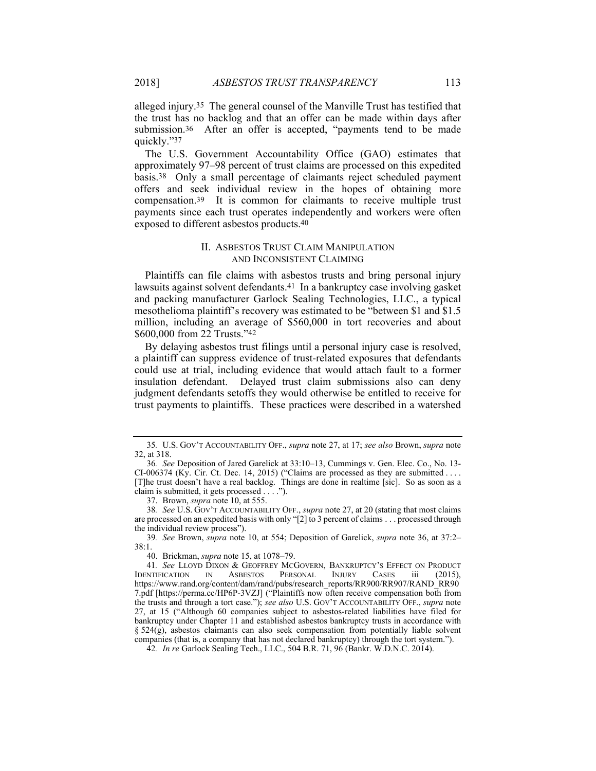alleged injury.[35] The general counsel of the Manville Trust has testified that the trust has no backlog and that an offer can be made within days after submission.[36] After an offer is accepted, "payments tend to be made quickly."[37]

The U.S. Government Accountability Office (GAO) estimates that approximately 97–98 percent of trust claims are processed on this expedited basis.[38] Only a small percentage of claimants reject scheduled payment offers and seek individual review in the hopes of obtaining more compensation.[39] It is common for claimants to receive multiple trust payments since each trust operates independently and workers were often exposed to different asbestos products.[40]

## II. ASBESTOS TRUST CLAIM MANIPULATION AND INCONSISTENT CLAIMING

Plaintiffs can file claims with asbestos trusts and bring personal injury lawsuits against solvent defendants.[41] In a bankruptcy case involving gasket and packing manufacturer Garlock Sealing Technologies, LLC., a typical mesothelioma plaintiff's recovery was estimated to be "between $1 and $1.5 million, including an average of $560,000 in tort recoveries and about $600,000 from 22 Trusts."[42]

By delaying asbestos trust filings until a personal injury case is resolved, a plaintiff can suppress evidence of trust-related exposures that defendants could use at trial, including evidence that would attach fault to a former insulation defendant. Delayed trust claim submissions also can deny judgment defendants setoffs they would otherwise be entitled to receive for trust payments to plaintiffs. These practices were described in a watershed

---

35. U.S. GOV'T ACCOUNTABILITY OFF., *supra* note 27, at 17; *see also* Brown, *supra* note 32, at 318.

36. *See* Deposition of Jared Garelick at 33:10–13, Cummings v. Gen. Elec. Co., No. 13-CI-006374 (Ky. Cir. Ct. Dec. 14, 2015) ("Claims are processed as they are submitted . . . . [T]he trust doesn't have a real backlog. Things are done in realtime [sic]. So as soon as a claim is submitted, it gets processed . . . .").

37. Brown, *supra* note 10, at 555.

38. *See* U.S. GOV'T ACCOUNTABILITY OFF., *supra* note 27, at 20 (stating that most claims are processed on an expedited basis with only "[2] to 3 percent of claims . . . processed through the individual review process").

39. *See* Brown, *supra* note 10, at 554; Deposition of Garelick, *supra* note 36, at 37:2–38:1.

40. Brickman, *supra* note 15, at 1078–79.

41. *See* LLOYD DIXON & GEOFFREY MCGOVERN, BANKRUPTCY'S EFFECT ON PRODUCT IDENTIFICATION IN ASBESTOS PERSONAL INJURY CASES iii (2015), https://www.rand.org/content/dam/rand/pubs/research_reports/RR900/RR907/RAND_RR907.pdf [https://perma.cc/HP6P-3VZJ] ("Plaintiffs now often receive compensation both from the trusts and through a tort case."); *see also* U.S. GOV'T ACCOUNTABILITY OFF., *supra* note 27, at 15 ("Although 60 companies subject to asbestos-related liabilities have filed for bankruptcy under Chapter 11 and established asbestos bankruptcy trusts in accordance with § 524(g), asbestos claimants can also seek compensation from potentially liable solvent companies (that is, a company that has not declared bankruptcy) through the tort system.").

42. *In re* Garlock Sealing Tech., LLC., 504 B.R. 71, 96 (Bankr. W.D.N.C. 2014).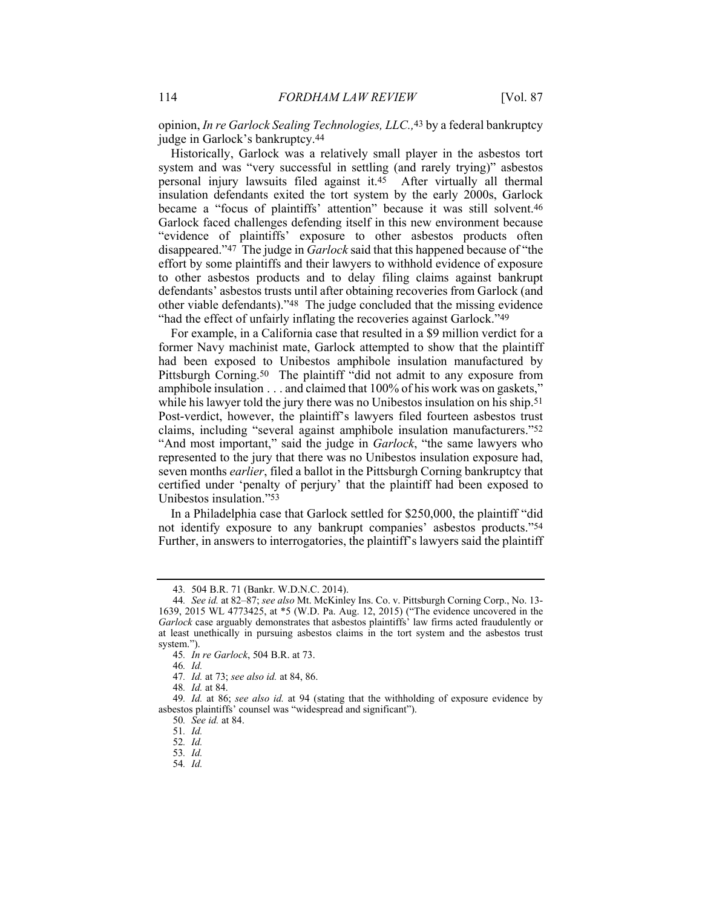opinion, *In re Garlock Sealing Technologies, LLC.*,[43] by a federal bankruptcy judge in Garlock's bankruptcy.[44]

Historically, Garlock was a relatively small player in the asbestos tort system and was "very successful in settling (and rarely trying)" asbestos personal injury lawsuits filed against it.[45] After virtually all thermal insulation defendants exited the tort system by the early 2000s, Garlock became a "focus of plaintiffs' attention" because it was still solvent.[46] Garlock faced challenges defending itself in this new environment because "evidence of plaintiffs' exposure to other asbestos products often disappeared."[47] The judge in *Garlock* said that this happened because of "the effort by some plaintiffs and their lawyers to withhold evidence of exposure to other asbestos products and to delay filing claims against bankrupt defendants' asbestos trusts until after obtaining recoveries from Garlock (and other viable defendants)."[48] The judge concluded that the missing evidence "had the effect of unfairly inflating the recoveries against Garlock."[49]

For example, in a California case that resulted in a $9 million verdict for a former Navy machinist mate, Garlock attempted to show that the plaintiff had been exposed to Unibestos amphibole insulation manufactured by Pittsburgh Corning.[50] The plaintiff "did not admit to any exposure from amphibole insulation . . . and claimed that 100% of his work was on gaskets," while his lawyer told the jury there was no Unibestos insulation on his ship.[51] Post-verdict, however, the plaintiff's lawyers filed fourteen asbestos trust claims, including "several against amphibole insulation manufacturers."[52] "And most important," said the judge in *Garlock*, "the same lawyers who represented to the jury that there was no Unibestos insulation exposure had, seven months *earlier*, filed a ballot in the Pittsburgh Corning bankruptcy that certified under 'penalty of perjury' that the plaintiff had been exposed to Unibestos insulation."[53]

In a Philadelphia case that Garlock settled for $250,000, the plaintiff "did not identify exposure to any bankrupt companies' asbestos products."[54] Further, in answers to interrogatories, the plaintiff's lawyers said the plaintiff

---

43. 504 B.R. 71 (Bankr. W.D.N.C. 2014).

44. *See id.* at 82–87; *see also* Mt. McKinley Ins. Co. v. Pittsburgh Corning Corp., No. 13-1639, 2015 WL 4773425, at *5 (W.D. Pa. Aug. 12, 2015) ("The evidence uncovered in the *Garlock* case arguably demonstrates that asbestos plaintiffs' law firms acted fraudulently or at least unethically in pursuing asbestos claims in the tort system and the asbestos trust system.").

45. *In re Garlock*, 504 B.R. at 73.

46. *Id.*

47. *Id.* at 73; *see also id.* at 84, 86.

48. *Id.* at 84.

49. *Id.* at 86; *see also id.* at 94 (stating that the withholding of exposure evidence by asbestos plaintiffs' counsel was "widespread and significant").

50. *See id.* at 84.

51. *Id.*

52. *Id.*

53. *Id.*

54. *Id.*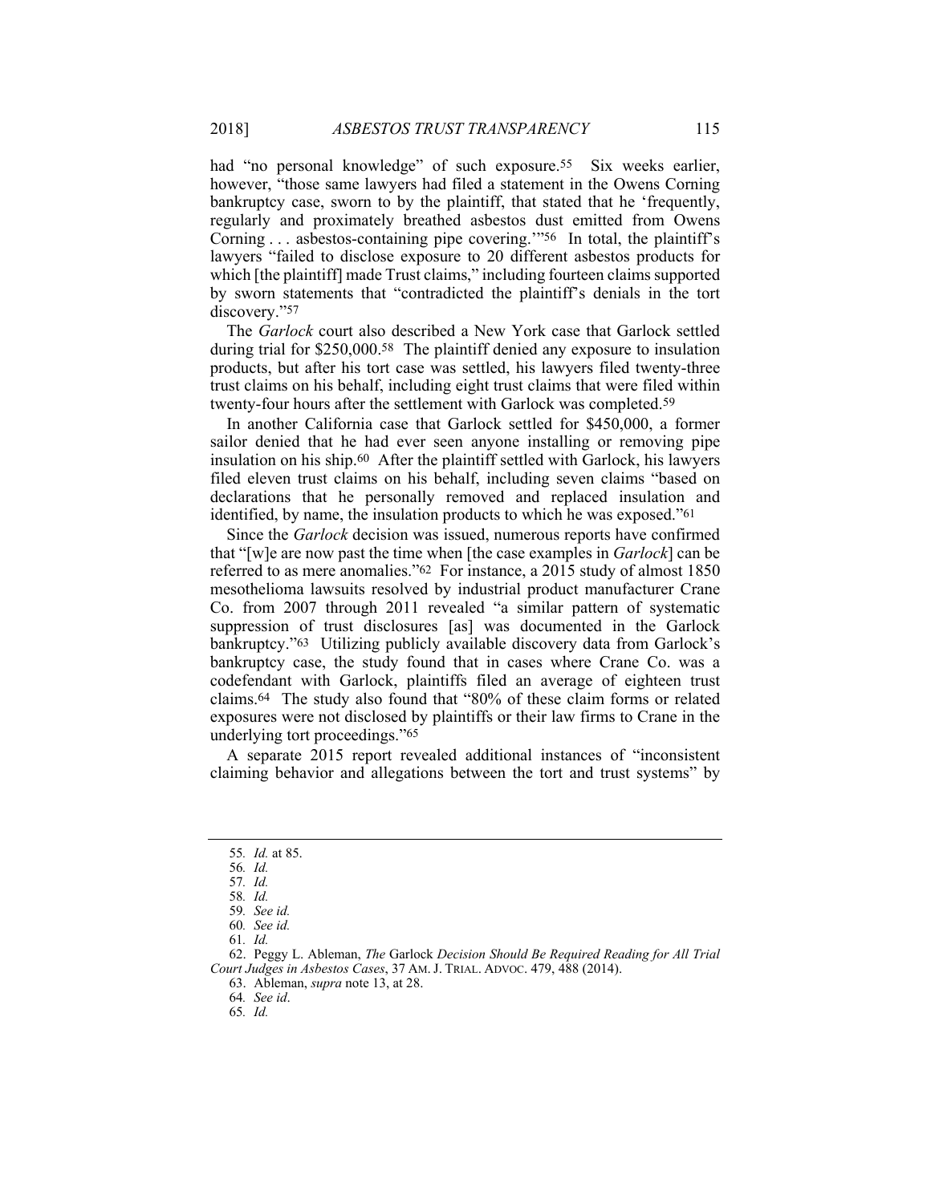had "no personal knowledge" of such exposure.[55] Six weeks earlier, however, "those same lawyers had filed a statement in the Owens Corning bankruptcy case, sworn to by the plaintiff, that stated that he 'frequently, regularly and proximately breathed asbestos dust emitted from Owens Corning . . . asbestos-containing pipe covering.'"[56] In total, the plaintiff's lawyers "failed to disclose exposure to 20 different asbestos products for which [the plaintiff] made Trust claims," including fourteen claims supported by sworn statements that "contradicted the plaintiff's denials in the tort discovery."[57]

The *Garlock* court also described a New York case that Garlock settled during trial for $250,000.[58] The plaintiff denied any exposure to insulation products, but after his tort case was settled, his lawyers filed twenty-three trust claims on his behalf, including eight trust claims that were filed within twenty-four hours after the settlement with Garlock was completed.[59]

In another California case that Garlock settled for $450,000, a former sailor denied that he had ever seen anyone installing or removing pipe insulation on his ship.[60] After the plaintiff settled with Garlock, his lawyers filed eleven trust claims on his behalf, including seven claims "based on declarations that he personally removed and replaced insulation and identified, by name, the insulation products to which he was exposed."[61]

Since the *Garlock* decision was issued, numerous reports have confirmed that "[w]e are now past the time when [the case examples in *Garlock*] can be referred to as mere anomalies."[62] For instance, a 2015 study of almost 1850 mesothelioma lawsuits resolved by industrial product manufacturer Crane Co. from 2007 through 2011 revealed "a similar pattern of systematic suppression of trust disclosures [as] was documented in the Garlock bankruptcy."[63] Utilizing publicly available discovery data from Garlock's bankruptcy case, the study found that in cases where Crane Co. was a codefendant with Garlock, plaintiffs filed an average of eighteen trust claims.[64] The study also found that "80% of these claim forms or related exposures were not disclosed by plaintiffs or their law firms to Crane in the underlying tort proceedings."[65]

A separate 2015 report revealed additional instances of "inconsistent claiming behavior and allegations between the tort and trust systems" by

---

55. *Id.* at 85.
56. *Id.*
57. *Id.*
58. *Id.*
59. *See id.*
60. *See id.*
61. *Id.*
62. Peggy L. Ableman, *The* Garlock *Decision Should Be Required Reading for All Trial Court Judges in Asbestos Cases*, 37 AM. J. TRIAL. ADVOC. 479, 488 (2014).
63. Ableman, *supra* note 13, at 28.
64. *See id*.
65. *Id.*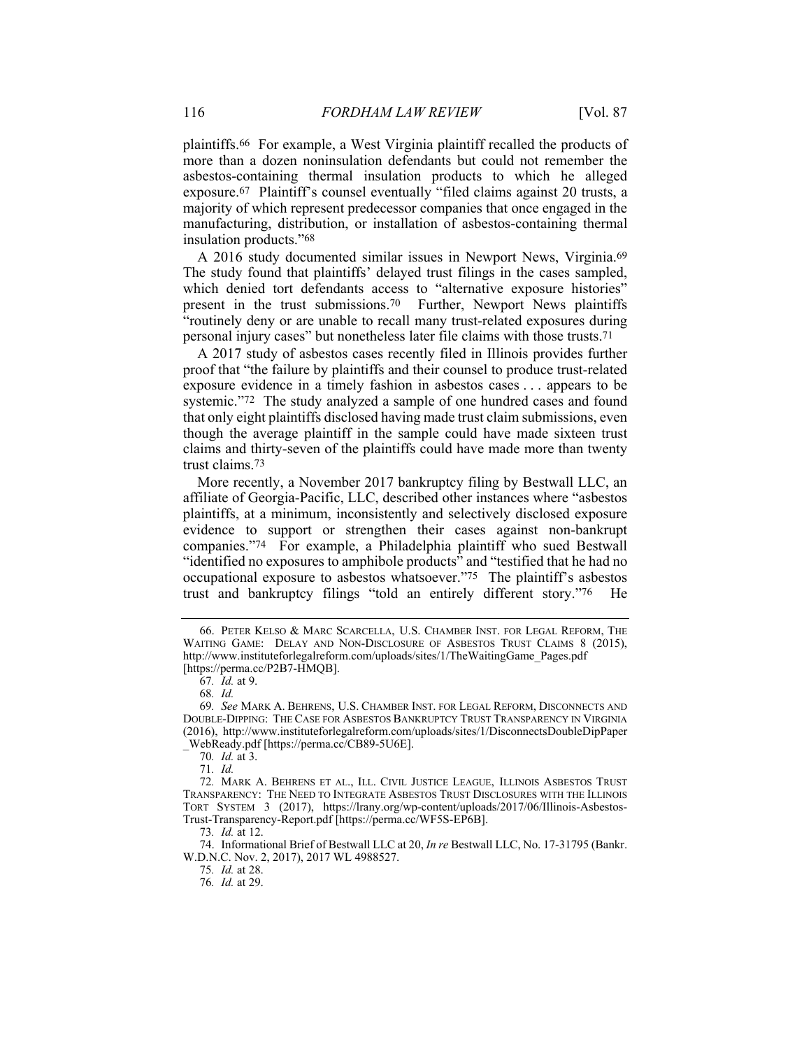plaintiffs.[66] For example, a West Virginia plaintiff recalled the products of more than a dozen noninsulation defendants but could not remember the asbestos-containing thermal insulation products to which he alleged exposure.[67] Plaintiff's counsel eventually "filed claims against 20 trusts, a majority of which represent predecessor companies that once engaged in the manufacturing, distribution, or installation of asbestos-containing thermal insulation products."[68]

A 2016 study documented similar issues in Newport News, Virginia.[69] The study found that plaintiffs' delayed trust filings in the cases sampled, which denied tort defendants access to "alternative exposure histories" present in the trust submissions.[70] Further, Newport News plaintiffs "routinely deny or are unable to recall many trust-related exposures during personal injury cases" but nonetheless later file claims with those trusts.[71]

A 2017 study of asbestos cases recently filed in Illinois provides further proof that "the failure by plaintiffs and their counsel to produce trust-related exposure evidence in a timely fashion in asbestos cases . . . appears to be systemic."[72] The study analyzed a sample of one hundred cases and found that only eight plaintiffs disclosed having made trust claim submissions, even though the average plaintiff in the sample could have made sixteen trust claims and thirty-seven of the plaintiffs could have made more than twenty trust claims.[73]

More recently, a November 2017 bankruptcy filing by Bestwall LLC, an affiliate of Georgia-Pacific, LLC, described other instances where "asbestos plaintiffs, at a minimum, inconsistently and selectively disclosed exposure evidence to support or strengthen their cases against non-bankrupt companies."[74] For example, a Philadelphia plaintiff who sued Bestwall "identified no exposures to amphibole products" and "testified that he had no occupational exposure to asbestos whatsoever."[75] The plaintiff's asbestos trust and bankruptcy filings "told an entirely different story."[76] He

---

66. PETER KELSO & MARC SCARCELLA, U.S. CHAMBER INST. FOR LEGAL REFORM, THE WAITING GAME: DELAY AND NON-DISCLOSURE OF ASBESTOS TRUST CLAIMS 8 (2015), http://www.instituteforlegalreform.com/uploads/sites/1/TheWaitingGame_Pages.pdf [https://perma.cc/P2B7-HMQB].

67. *Id.* at 9.

68. *Id.*

69. *See* MARK A. BEHRENS, U.S. CHAMBER INST. FOR LEGAL REFORM, DISCONNECTS AND DOUBLE-DIPPING: THE CASE FOR ASBESTOS BANKRUPTCY TRUST TRANSPARENCY IN VIRGINIA (2016), http://www.instituteforlegalreform.com/uploads/sites/1/DisconnectsDoubleDipPaper_WebReady.pdf [https://perma.cc/CB89-5U6E].

70. *Id.* at 3.

71. *Id.*

72. MARK A. BEHRENS ET AL., ILL. CIVIL JUSTICE LEAGUE, ILLINOIS ASBESTOS TRUST TRANSPARENCY: THE NEED TO INTEGRATE ASBESTOS TRUST DISCLOSURES WITH THE ILLINOIS TORT SYSTEM 3 (2017), https://lrany.org/wp-content/uploads/2017/06/Illinois-Asbestos-Trust-Transparency-Report.pdf [https://perma.cc/WF5S-EP6B].

73. *Id.* at 12.

74. Informational Brief of Bestwall LLC at 20, *In re* Bestwall LLC, No. 17-31795 (Bankr. W.D.N.C. Nov. 2, 2017), 2017 WL 4988527.

75. *Id.* at 28.

76. *Id.* at 29.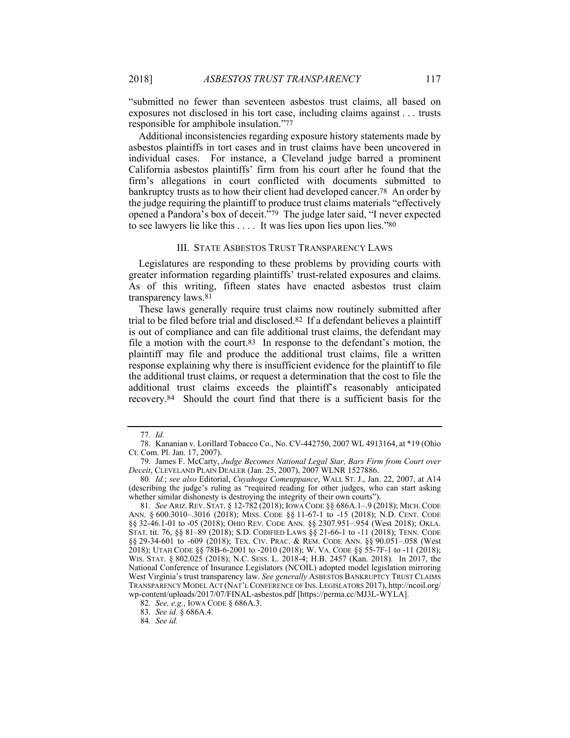"submitted no fewer than seventeen asbestos trust claims, all based on exposures not disclosed in his tort case, including claims against . . . trusts responsible for amphibole insulation."[77]

Additional inconsistencies regarding exposure history statements made by asbestos plaintiffs in tort cases and in trust claims have been uncovered in individual cases. For instance, a Cleveland judge barred a prominent California asbestos plaintiffs' firm from his court after he found that the firm's allegations in court conflicted with documents submitted to bankruptcy trusts as to how their client had developed cancer.[78] An order by the judge requiring the plaintiff to produce trust claims materials "effectively opened a Pandora's box of deceit."[79] The judge later said, "I never expected to see lawyers lie like this . . . . It was lies upon lies upon lies."[80]

## III. STATE ASBESTOS TRUST TRANSPARENCY LAWS

Legislatures are responding to these problems by providing courts with greater information regarding plaintiffs' trust-related exposures and claims. As of this writing, fifteen states have enacted asbestos trust claim transparency laws.[81]

These laws generally require trust claims now routinely submitted after trial to be filed before trial and disclosed.[82] If a defendant believes a plaintiff is out of compliance and can file additional trust claims, the defendant may file a motion with the court.[83] In response to the defendant's motion, the plaintiff may file and produce the additional trust claims, file a written response explaining why there is insufficient evidence for the plaintiff to file the additional trust claims, or request a determination that the cost to file the additional trust claims exceeds the plaintiff's reasonably anticipated recovery.[84] Should the court find that there is a sufficient basis for the

---

77. *Id.*

78. Kananian v. Lorillard Tobacco Co., No. CV-442750, 2007 WL 4913164, at *19 (Ohio Ct. Com. Pl. Jan. 17, 2007).

79. James F. McCarty, *Judge Becomes National Legal Star, Bars Firm from Court over Deceit*, CLEVELAND PLAIN DEALER (Jan. 25, 2007), 2007 WLNR 1527886.

80. *Id.*; *see also* Editorial, *Cuyahoga Comeuppance*, WALL ST. J., Jan. 22, 2007, at A14 (describing the judge's ruling as "required reading for other judges, who can start asking whether similar dishonesty is destroying the integrity of their own courts").

81. *See* ARIZ. REV. STAT. § 12-782 (2018); IOWA CODE §§ 686A.1–.9 (2018); MICH. CODE ANN. § 600.3010–.3016 (2018); MISS. CODE §§ 11-67-1 to -15 (2018); N.D. CENT. CODE §§ 32-46.1-01 to -05 (2018); OHIO REV. CODE ANN. §§ 2307.951–.954 (West 2018); OKLA. STAT. tit. 76, §§ 81–89 (2018); S.D. CODIFIED LAWS §§ 21-66-1 to -11 (2018); TENN. CODE §§ 29-34-601 to -609 (2018); TEX. CIV. PRAC. & REM. CODE ANN. §§ 90.051–.058 (West 2018); UTAH CODE §§ 78B-6-2001 to -2010 (2018); W. VA. CODE §§ 55-7F-1 to -11 (2018); WIS. STAT. § 802.025 (2018); N.C. SESS. L. 2018-4; H.B. 2457 (Kan. 2018). In 2017, the National Conference of Insurance Legislators (NCOIL) adopted model legislation mirroring West Virginia's trust transparency law. *See generally* ASBESTOS BANKRUPTCY TRUST CLAIMS TRANSPARENCY MODEL ACT (NAT'L CONFERENCE OF INS. LEGISLATORS 2017), http://ncoil.org/wp-content/uploads/2017/07/FINAL-asbestos.pdf [https://perma.cc/MJ3L-WYLA].

82. *See, e.g.*, IOWA CODE § 686A.3.

83. *See id.* § 686A.4.

84. *See id.*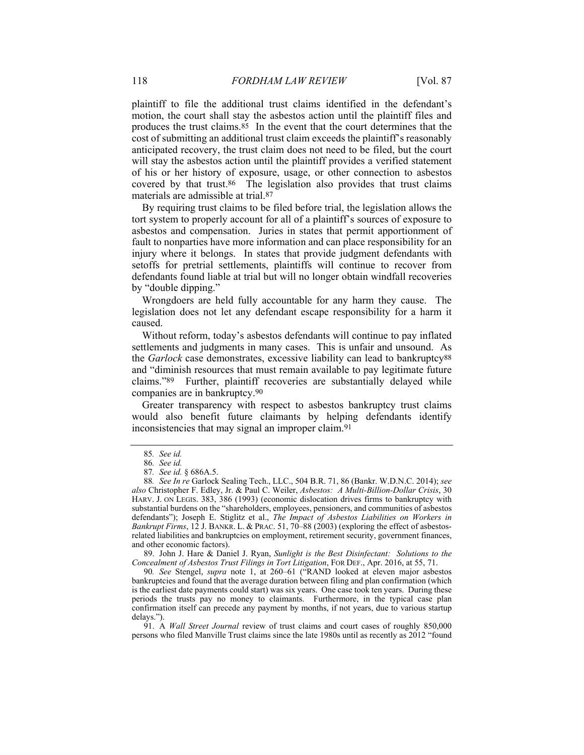plaintiff to file the additional trust claims identified in the defendant's motion, the court shall stay the asbestos action until the plaintiff files and produces the trust claims.[85] In the event that the court determines that the cost of submitting an additional trust claim exceeds the plaintiff's reasonably anticipated recovery, the trust claim does not need to be filed, but the court will stay the asbestos action until the plaintiff provides a verified statement of his or her history of exposure, usage, or other connection to asbestos covered by that trust.[86] The legislation also provides that trust claims materials are admissible at trial.[87]

By requiring trust claims to be filed before trial, the legislation allows the tort system to properly account for all of a plaintiff's sources of exposure to asbestos and compensation. Juries in states that permit apportionment of fault to nonparties have more information and can place responsibility for an injury where it belongs. In states that provide judgment defendants with setoffs for pretrial settlements, plaintiffs will continue to recover from defendants found liable at trial but will no longer obtain windfall recoveries by "double dipping."

Wrongdoers are held fully accountable for any harm they cause. The legislation does not let any defendant escape responsibility for a harm it caused.

Without reform, today's asbestos defendants will continue to pay inflated settlements and judgments in many cases. This is unfair and unsound. As the *Garlock* case demonstrates, excessive liability can lead to bankruptcy[88] and "diminish resources that must remain available to pay legitimate future claims."[89] Further, plaintiff recoveries are substantially delayed while companies are in bankruptcy.[90]

Greater transparency with respect to asbestos bankruptcy trust claims would also benefit future claimants by helping defendants identify inconsistencies that may signal an improper claim.[91]

---

85. *See id.*

86. *See id.*

87. *See id.* § 686A.5.

88. *See In re* Garlock Sealing Tech., LLC., 504 B.R. 71, 86 (Bankr. W.D.N.C. 2014); *see also* Christopher F. Edley, Jr. & Paul C. Weiler, *Asbestos: A Multi-Billion-Dollar Crisis*, 30 HARV. J. ON LEGIS. 383, 386 (1993) (economic dislocation drives firms to bankruptcy with substantial burdens on the "shareholders, employees, pensioners, and communities of asbestos defendants"); Joseph E. Stiglitz et al., *The Impact of Asbestos Liabilities on Workers in Bankrupt Firms*, 12 J. BANKR. L. & PRAC. 51, 70–88 (2003) (exploring the effect of asbestos-related liabilities and bankruptcies on employment, retirement security, government finances, and other economic factors).

89. John J. Hare & Daniel J. Ryan, *Sunlight is the Best Disinfectant: Solutions to the Concealment of Asbestos Trust Filings in Tort Litigation*, FOR DEF., Apr. 2016, at 55, 71.

90. *See* Stengel, *supra* note 1, at 260–61 ("RAND looked at eleven major asbestos bankruptcies and found that the average duration between filing and plan confirmation (which is the earliest date payments could start) was six years. One case took ten years. During these periods the trusts pay no money to claimants. Furthermore, in the typical case plan confirmation itself can precede any payment by months, if not years, due to various startup delays.").

91. A *Wall Street Journal* review of trust claims and court cases of roughly 850,000 persons who filed Manville Trust claims since the late 1980s until as recently as 2012 "found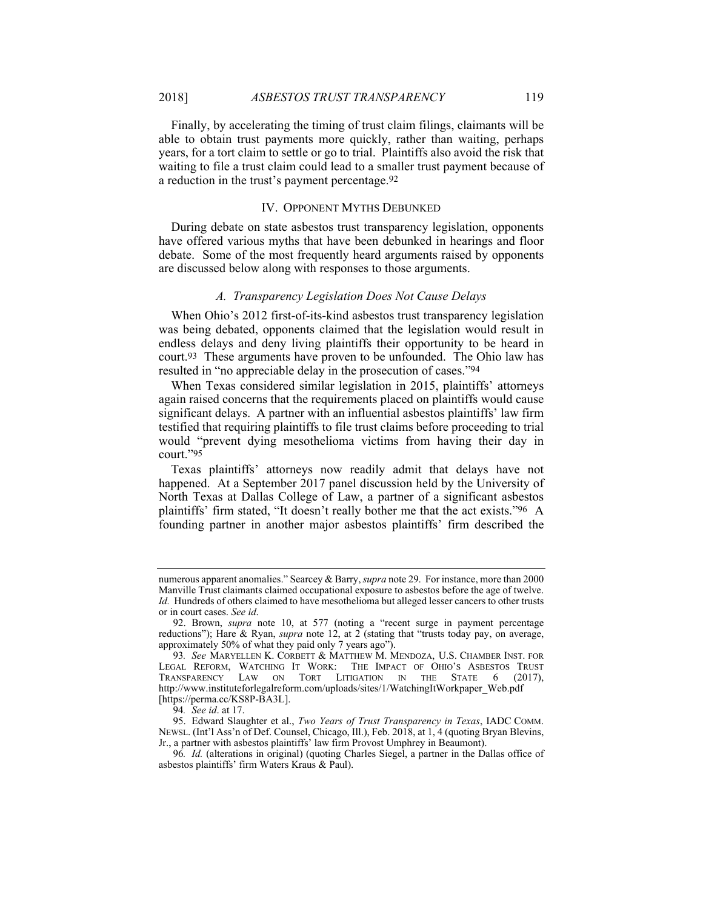Finally, by accelerating the timing of trust claim filings, claimants will be able to obtain trust payments more quickly, rather than waiting, perhaps years, for a tort claim to settle or go to trial. Plaintiffs also avoid the risk that waiting to file a trust claim could lead to a smaller trust payment because of a reduction in the trust's payment percentage.[92]

## IV. Opponent Myths Debunked

During debate on state asbestos trust transparency legislation, opponents have offered various myths that have been debunked in hearings and floor debate. Some of the most frequently heard arguments raised by opponents are discussed below along with responses to those arguments.

### *A. Transparency Legislation Does Not Cause Delays*

When Ohio's 2012 first-of-its-kind asbestos trust transparency legislation was being debated, opponents claimed that the legislation would result in endless delays and deny living plaintiffs their opportunity to be heard in court.[93] These arguments have proven to be unfounded. The Ohio law has resulted in "no appreciable delay in the prosecution of cases."[94]

When Texas considered similar legislation in 2015, plaintiffs' attorneys again raised concerns that the requirements placed on plaintiffs would cause significant delays. A partner with an influential asbestos plaintiffs' law firm testified that requiring plaintiffs to file trust claims before proceeding to trial would "prevent dying mesothelioma victims from having their day in court."[95]

Texas plaintiffs' attorneys now readily admit that delays have not happened. At a September 2017 panel discussion held by the University of North Texas at Dallas College of Law, a partner of a significant asbestos plaintiffs' firm stated, "It doesn't really bother me that the act exists."[96] A founding partner in another major asbestos plaintiffs' firm described the

---

numerous apparent anomalies." Searcey & Barry, *supra* note 29. For instance, more than 2000 Manville Trust claimants claimed occupational exposure to asbestos before the age of twelve. *Id.* Hundreds of others claimed to have mesothelioma but alleged lesser cancers to other trusts or in court cases. *See id*.

92. Brown, *supra* note 10, at 577 (noting a "recent surge in payment percentage reductions"); Hare & Ryan, *supra* note 12, at 2 (stating that "trusts today pay, on average, approximately 50% of what they paid only 7 years ago").

93. *See* Maryellen K. Corbett & Matthew M. Mendoza, U.S. Chamber Inst. for Legal Reform, Watching It Work: The Impact of Ohio's Asbestos Trust Transparency Law on Tort Litigation in the State 6 (2017), http://www.instituteforlegalreform.com/uploads/sites/1/WatchingItWorkpaper_Web.pdf [https://perma.cc/KS8P-BA3L].

94. *See id*. at 17.

95. Edward Slaughter et al., *Two Years of Trust Transparency in Texas*, IADC Comm. Newsl. (Int'l Ass'n of Def. Counsel, Chicago, Ill.), Feb. 2018, at 1, 4 (quoting Bryan Blevins, Jr., a partner with asbestos plaintiffs' law firm Provost Umphrey in Beaumont).

96. *Id.* (alterations in original) (quoting Charles Siegel, a partner in the Dallas office of asbestos plaintiffs' firm Waters Kraus & Paul).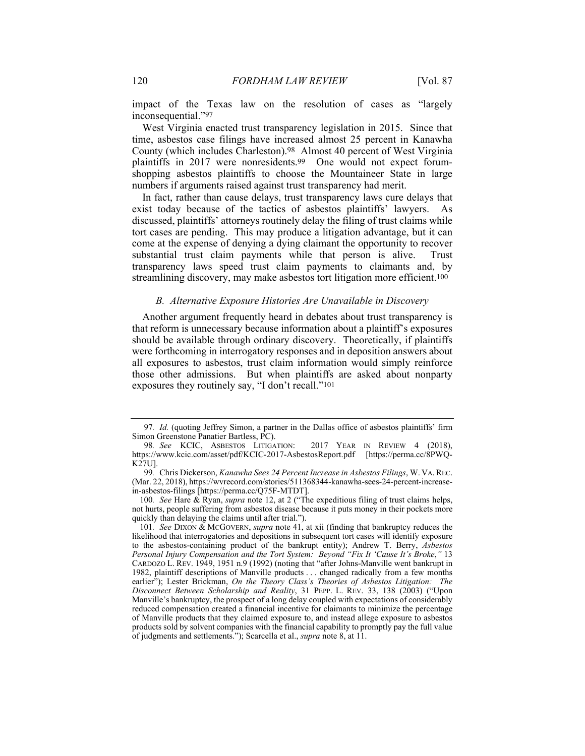impact of the Texas law on the resolution of cases as "largely inconsequential."[97]

West Virginia enacted trust transparency legislation in 2015. Since that time, asbestos case filings have increased almost 25 percent in Kanawha County (which includes Charleston).[98] Almost 40 percent of West Virginia plaintiffs in 2017 were nonresidents.[99] One would not expect forum-shopping asbestos plaintiffs to choose the Mountaineer State in large numbers if arguments raised against trust transparency had merit.

In fact, rather than cause delays, trust transparency laws cure delays that exist today because of the tactics of asbestos plaintiffs' lawyers. As discussed, plaintiffs' attorneys routinely delay the filing of trust claims while tort cases are pending. This may produce a litigation advantage, but it can come at the expense of denying a dying claimant the opportunity to recover substantial trust claim payments while that person is alive. Trust transparency laws speed trust claim payments to claimants and, by streamlining discovery, may make asbestos tort litigation more efficient.[100]

### *B. Alternative Exposure Histories Are Unavailable in Discovery*

Another argument frequently heard in debates about trust transparency is that reform is unnecessary because information about a plaintiff's exposures should be available through ordinary discovery. Theoretically, if plaintiffs were forthcoming in interrogatory responses and in deposition answers about all exposures to asbestos, trust claim information would simply reinforce those other admissions. But when plaintiffs are asked about nonparty exposures they routinely say, "I don't recall."[101]

---

97. *Id.* (quoting Jeffrey Simon, a partner in the Dallas office of asbestos plaintiffs' firm Simon Greenstone Panatier Bartless, PC).

98. *See* KCIC, ASBESTOS LITIGATION: 2017 YEAR IN REVIEW 4 (2018), https://www.kcic.com/asset/pdf/KCIC-2017-AsbestosReport.pdf [https://perma.cc/8PWQ-K27U].

99. Chris Dickerson, *Kanawha Sees 24 Percent Increase in Asbestos Filings*, W. VA. REC. (Mar. 22, 2018), https://wvrecord.com/stories/511368344-kanawha-sees-24-percent-increase-in-asbestos-filings [https://perma.cc/Q75F-MTDT].

100. *See* Hare & Ryan, *supra* note 12, at 2 ("The expeditious filing of trust claims helps, not hurts, people suffering from asbestos disease because it puts money in their pockets more quickly than delaying the claims until after trial.").

101. *See* DIXON & MCGOVERN, *supra* note 41, at xii (finding that bankruptcy reduces the likelihood that interrogatories and depositions in subsequent tort cases will identify exposure to the asbestos-containing product of the bankrupt entity); Andrew T. Berry, *Asbestos Personal Injury Compensation and the Tort System: Beyond "Fix It 'Cause It's Broke*,*"* 13 CARDOZO L. REV. 1949, 1951 n.9 (1992) (noting that "after Johns-Manville went bankrupt in 1982, plaintiff descriptions of Manville products . . . changed radically from a few months earlier"); Lester Brickman, *On the Theory Class's Theories of Asbestos Litigation: The Disconnect Between Scholarship and Reality*, 31 PEPP. L. REV. 33, 138 (2003) ("Upon Manville's bankruptcy, the prospect of a long delay coupled with expectations of considerably reduced compensation created a financial incentive for claimants to minimize the percentage of Manville products that they claimed exposure to, and instead allege exposure to asbestos products sold by solvent companies with the financial capability to promptly pay the full value of judgments and settlements."); Scarcella et al., *supra* note 8, at 11.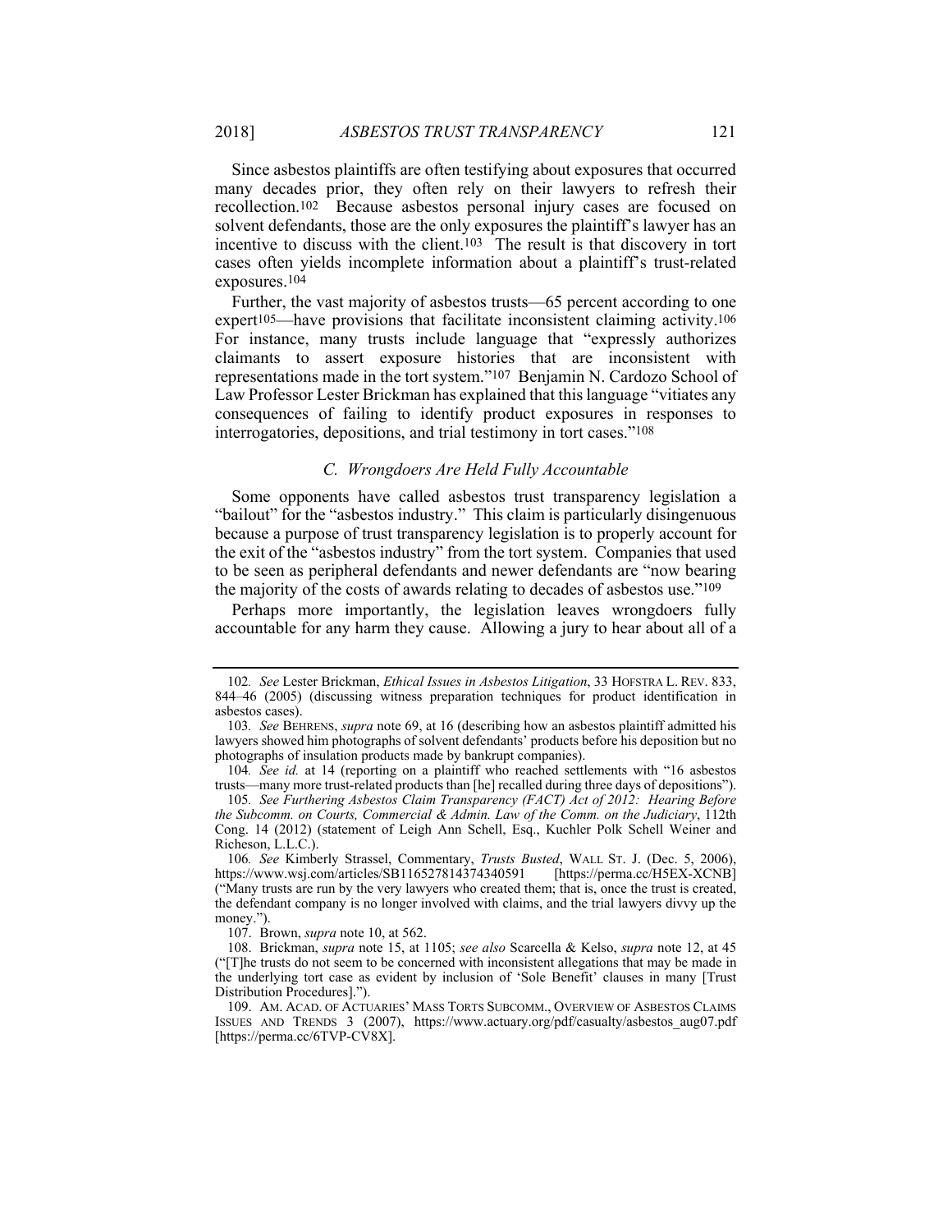Since asbestos plaintiffs are often testifying about exposures that occurred many decades prior, they often rely on their lawyers to refresh their recollection.[102] Because asbestos personal injury cases are focused on solvent defendants, those are the only exposures the plaintiff's lawyer has an incentive to discuss with the client.[103] The result is that discovery in tort cases often yields incomplete information about a plaintiff's trust-related exposures.[104]

Further, the vast majority of asbestos trusts—65 percent according to one expert[105]—have provisions that facilitate inconsistent claiming activity.[106] For instance, many trusts include language that "expressly authorizes claimants to assert exposure histories that are inconsistent with representations made in the tort system."[107] Benjamin N. Cardozo School of Law Professor Lester Brickman has explained that this language "vitiates any consequences of failing to identify product exposures in responses to interrogatories, depositions, and trial testimony in tort cases."[108]

### *C. Wrongdoers Are Held Fully Accountable*

Some opponents have called asbestos trust transparency legislation a "bailout" for the "asbestos industry." This claim is particularly disingenuous because a purpose of trust transparency legislation is to properly account for the exit of the "asbestos industry" from the tort system. Companies that used to be seen as peripheral defendants and newer defendants are "now bearing the majority of the costs of awards relating to decades of asbestos use."[109]

Perhaps more importantly, the legislation leaves wrongdoers fully accountable for any harm they cause. Allowing a jury to hear about all of a

---

102. *See* Lester Brickman, *Ethical Issues in Asbestos Litigation*, 33 HOFSTRA L. REV. 833, 844–46 (2005) (discussing witness preparation techniques for product identification in asbestos cases).

103. *See* BEHRENS, *supra* note 69, at 16 (describing how an asbestos plaintiff admitted his lawyers showed him photographs of solvent defendants' products before his deposition but no photographs of insulation products made by bankrupt companies).

104. *See id.* at 14 (reporting on a plaintiff who reached settlements with "16 asbestos trusts—many more trust-related products than [he] recalled during three days of depositions").

105. *See Furthering Asbestos Claim Transparency (FACT) Act of 2012: Hearing Before the Subcomm. on Courts, Commercial & Admin. Law of the Comm. on the Judiciary*, 112th Cong. 14 (2012) (statement of Leigh Ann Schell, Esq., Kuchler Polk Schell Weiner and Richeson, L.L.C.).

106. *See* Kimberly Strassel, Commentary, *Trusts Busted*, WALL ST. J. (Dec. 5, 2006), https://www.wsj.com/articles/SB116527814374340591 [https://perma.cc/H5EX-XCNB] ("Many trusts are run by the very lawyers who created them; that is, once the trust is created, the defendant company is no longer involved with claims, and the trial lawyers divvy up the money.").

107. Brown, *supra* note 10, at 562.

108. Brickman, *supra* note 15, at 1105; *see also* Scarcella & Kelso, *supra* note 12, at 45 ("[T]he trusts do not seem to be concerned with inconsistent allegations that may be made in the underlying tort case as evident by inclusion of 'Sole Benefit' clauses in many [Trust Distribution Procedures].").

109. AM. ACAD. OF ACTUARIES' MASS TORTS SUBCOMM., OVERVIEW OF ASBESTOS CLAIMS ISSUES AND TRENDS 3 (2007), https://www.actuary.org/pdf/casualty/asbestos_aug07.pdf [https://perma.cc/6TVP-CV8X].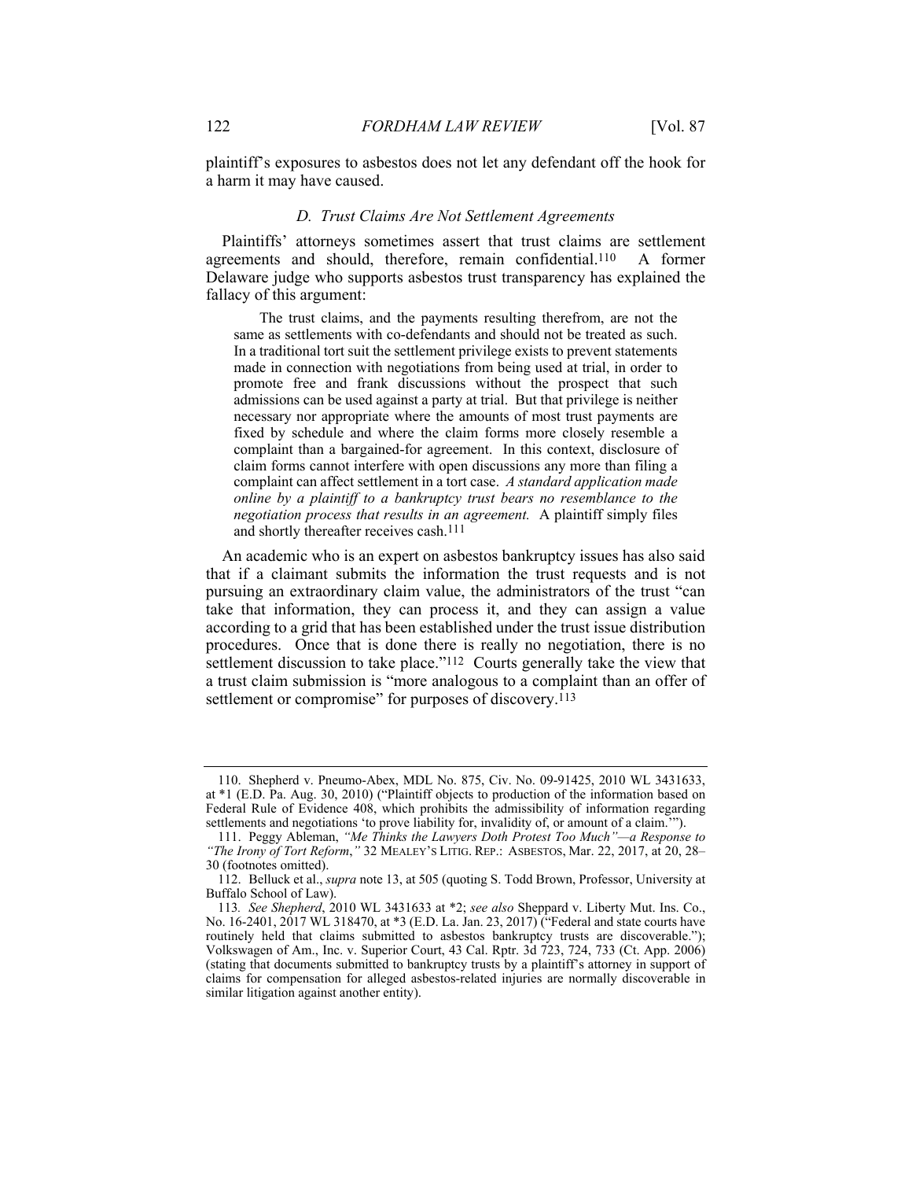plaintiff's exposures to asbestos does not let any defendant off the hook for a harm it may have caused.

### *D. Trust Claims Are Not Settlement Agreements*

Plaintiffs' attorneys sometimes assert that trust claims are settlement agreements and should, therefore, remain confidential.[110] A former Delaware judge who supports asbestos trust transparency has explained the fallacy of this argument:

> The trust claims, and the payments resulting therefrom, are not the same as settlements with co-defendants and should not be treated as such. In a traditional tort suit the settlement privilege exists to prevent statements made in connection with negotiations from being used at trial, in order to promote free and frank discussions without the prospect that such admissions can be used against a party at trial. But that privilege is neither necessary nor appropriate where the amounts of most trust payments are fixed by schedule and where the claim forms more closely resemble a complaint than a bargained-for agreement. In this context, disclosure of claim forms cannot interfere with open discussions any more than filing a complaint can affect settlement in a tort case. *A standard application made online by a plaintiff to a bankruptcy trust bears no resemblance to the negotiation process that results in an agreement.* A plaintiff simply files and shortly thereafter receives cash.[111]

An academic who is an expert on asbestos bankruptcy issues has also said that if a claimant submits the information the trust requests and is not pursuing an extraordinary claim value, the administrators of the trust "can take that information, they can process it, and they can assign a value according to a grid that has been established under the trust issue distribution procedures. Once that is done there is really no negotiation, there is no settlement discussion to take place."[112] Courts generally take the view that a trust claim submission is "more analogous to a complaint than an offer of settlement or compromise" for purposes of discovery.[113]

---

110. Shepherd v. Pneumo-Abex, MDL No. 875, Civ. No. 09-91425, 2010 WL 3431633, at *1 (E.D. Pa. Aug. 30, 2010) ("Plaintiff objects to production of the information based on Federal Rule of Evidence 408, which prohibits the admissibility of information regarding settlements and negotiations 'to prove liability for, invalidity of, or amount of a claim.'").

111. Peggy Ableman, *"Me Thinks the Lawyers Doth Protest Too Much"—a Response to "The Irony of Tort Reform*,*"* 32 MEALEY'S LITIG. REP.: ASBESTOS, Mar. 22, 2017, at 20, 28–30 (footnotes omitted).

112. Belluck et al., *supra* note 13, at 505 (quoting S. Todd Brown, Professor, University at Buffalo School of Law).

113. *See Shepherd*, 2010 WL 3431633 at *2; *see also* Sheppard v. Liberty Mut. Ins. Co., No. 16-2401, 2017 WL 318470, at *3 (E.D. La. Jan. 23, 2017) ("Federal and state courts have routinely held that claims submitted to asbestos bankruptcy trusts are discoverable."); Volkswagen of Am., Inc. v. Superior Court, 43 Cal. Rptr. 3d 723, 724, 733 (Ct. App. 2006) (stating that documents submitted to bankruptcy trusts by a plaintiff's attorney in support of claims for compensation for alleged asbestos-related injuries are normally discoverable in similar litigation against another entity).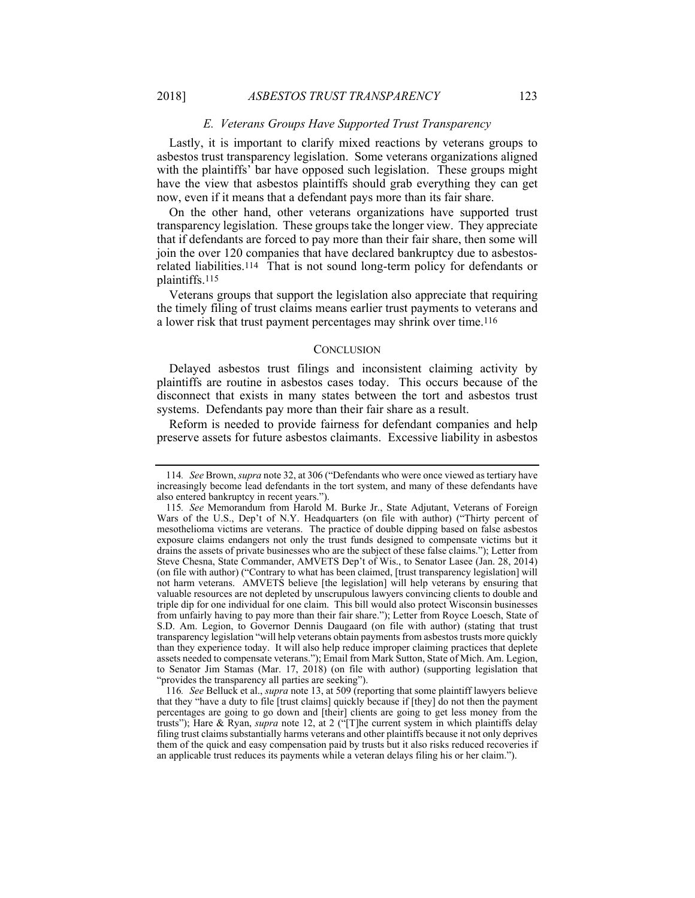### *E. Veterans Groups Have Supported Trust Transparency*

Lastly, it is important to clarify mixed reactions by veterans groups to asbestos trust transparency legislation. Some veterans organizations aligned with the plaintiffs' bar have opposed such legislation. These groups might have the view that asbestos plaintiffs should grab everything they can get now, even if it means that a defendant pays more than its fair share.

On the other hand, other veterans organizations have supported trust transparency legislation. These groups take the longer view. They appreciate that if defendants are forced to pay more than their fair share, then some will join the over 120 companies that have declared bankruptcy due to asbestos-related liabilities.[114] That is not sound long-term policy for defendants or plaintiffs.[115]

Veterans groups that support the legislation also appreciate that requiring the timely filing of trust claims means earlier trust payments to veterans and a lower risk that trust payment percentages may shrink over time.[116]

## CONCLUSION

Delayed asbestos trust filings and inconsistent claiming activity by plaintiffs are routine in asbestos cases today. This occurs because of the disconnect that exists in many states between the tort and asbestos trust systems. Defendants pay more than their fair share as a result.

Reform is needed to provide fairness for defendant companies and help preserve assets for future asbestos claimants. Excessive liability in asbestos

---

114. *See* Brown, *supra* note 32, at 306 ("Defendants who were once viewed as tertiary have increasingly become lead defendants in the tort system, and many of these defendants have also entered bankruptcy in recent years.").

115. *See* Memorandum from Harold M. Burke Jr., State Adjutant, Veterans of Foreign Wars of the U.S., Dep't of N.Y. Headquarters (on file with author) ("Thirty percent of mesothelioma victims are veterans. The practice of double dipping based on false asbestos exposure claims endangers not only the trust funds designed to compensate victims but it drains the assets of private businesses who are the subject of these false claims."); Letter from Steve Chesna, State Commander, AMVETS Dep't of Wis., to Senator Lasee (Jan. 28, 2014) (on file with author) ("Contrary to what has been claimed, [trust transparency legislation] will not harm veterans. AMVETS believe [the legislation] will help veterans by ensuring that valuable resources are not depleted by unscrupulous lawyers convincing clients to double and triple dip for one individual for one claim. This bill would also protect Wisconsin businesses from unfairly having to pay more than their fair share."); Letter from Royce Loesch, State of S.D. Am. Legion, to Governor Dennis Daugaard (on file with author) (stating that trust transparency legislation "will help veterans obtain payments from asbestos trusts more quickly than they experience today. It will also help reduce improper claiming practices that deplete assets needed to compensate veterans."); Email from Mark Sutton, State of Mich. Am. Legion, to Senator Jim Stamas (Mar. 17, 2018) (on file with author) (supporting legislation that "provides the transparency all parties are seeking").

116. *See* Belluck et al., *supra* note 13, at 509 (reporting that some plaintiff lawyers believe that they "have a duty to file [trust claims] quickly because if [they] do not then the payment percentages are going to go down and [their] clients are going to get less money from the trusts"); Hare & Ryan, *supra* note 12, at 2 ("[T]he current system in which plaintiffs delay filing trust claims substantially harms veterans and other plaintiffs because it not only deprives them of the quick and easy compensation paid by trusts but it also risks reduced recoveries if an applicable trust reduces its payments while a veteran delays filing his or her claim.").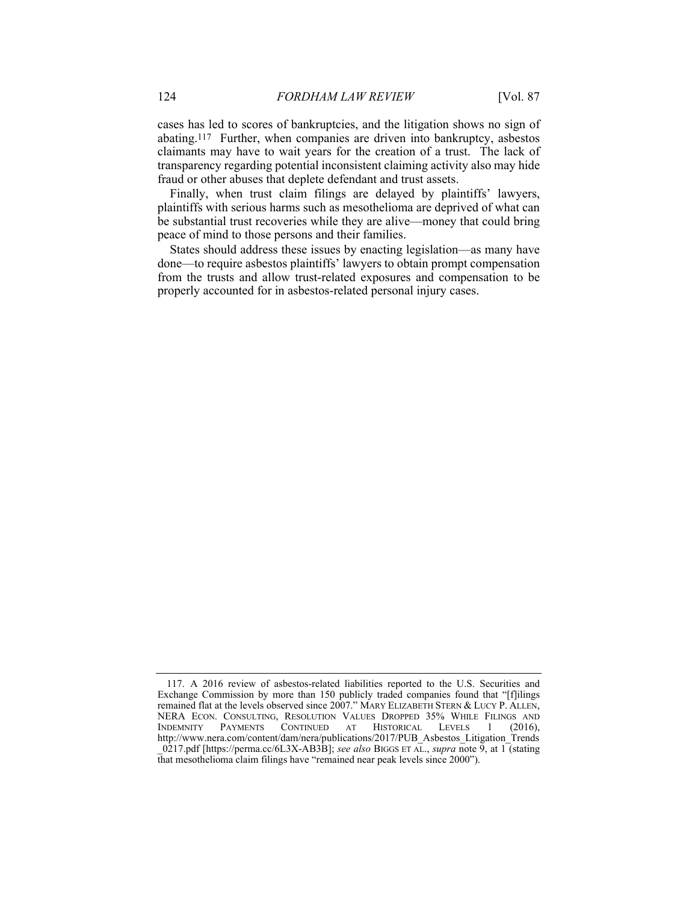cases has led to scores of bankruptcies, and the litigation shows no sign of abating.[117] Further, when companies are driven into bankruptcy, asbestos claimants may have to wait years for the creation of a trust. The lack of transparency regarding potential inconsistent claiming activity also may hide fraud or other abuses that deplete defendant and trust assets.

Finally, when trust claim filings are delayed by plaintiffs' lawyers, plaintiffs with serious harms such as mesothelioma are deprived of what can be substantial trust recoveries while they are alive—money that could bring peace of mind to those persons and their families.

States should address these issues by enacting legislation—as many have done—to require asbestos plaintiffs' lawyers to obtain prompt compensation from the trusts and allow trust-related exposures and compensation to be properly accounted for in asbestos-related personal injury cases.

---

117. A 2016 review of asbestos-related liabilities reported to the U.S. Securities and Exchange Commission by more than 150 publicly traded companies found that "[f]ilings remained flat at the levels observed since 2007." MARY ELIZABETH STERN & LUCY P. ALLEN, NERA ECON. CONSULTING, RESOLUTION VALUES DROPPED 35% WHILE FILINGS AND INDEMNITY PAYMENTS CONTINUED AT HISTORICAL LEVELS 1 (2016), http://www.nera.com/content/dam/nera/publications/2017/PUB_Asbestos_Litigation_Trends_0217.pdf [https://perma.cc/6L3X-AB3B]; *see also* BIGGS ET AL., *supra* note 9, at 1 (stating that mesothelioma claim filings have "remained near peak levels since 2000").